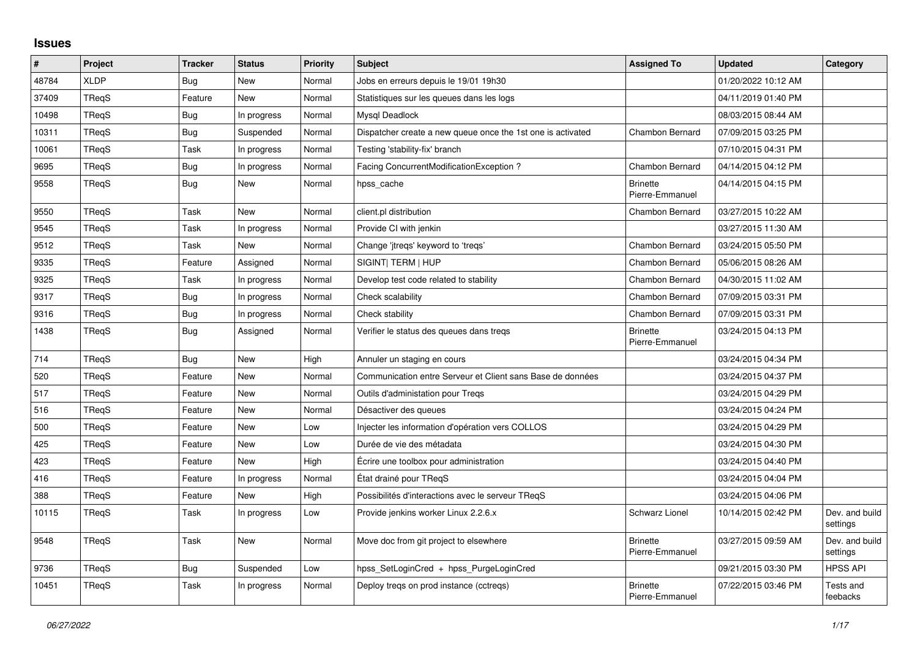# Issues

| # | Project | Tracker | Status | Priority | Subject | Assigned To | Updated | Category |
|---|---|---|---|---|---|---|---|---|
| 48784 | XLDP | Bug | New | Normal | Jobs en erreurs depuis le 19/01 19h30 | | 01/20/2022 10:12 AM | |
| 37409 | TReqS | Feature | New | Normal | Statistiques sur les queues dans les logs | | 04/11/2019 01:40 PM | |
| 10498 | TReqS | Bug | In progress | Normal | Mysql Deadlock | | 08/03/2015 08:44 AM | |
| 10311 | TReqS | Bug | Suspended | Normal | Dispatcher create a new queue once the 1st one is activated | Chambon Bernard | 07/09/2015 03:25 PM | |
| 10061 | TReqS | Task | In progress | Normal | Testing 'stability-fix' branch | | 07/10/2015 04:31 PM | |
| 9695 | TReqS | Bug | In progress | Normal | Facing ConcurrentModificationException ? | Chambon Bernard | 04/14/2015 04:12 PM | |
| 9558 | TReqS | Bug | New | Normal | hpss_cache | Brinette Pierre-Emmanuel | 04/14/2015 04:15 PM | |
| 9550 | TReqS | Task | New | Normal | client.pl distribution | Chambon Bernard | 03/27/2015 10:22 AM | |
| 9545 | TReqS | Task | In progress | Normal | Provide CI with jenkin | | 03/27/2015 11:30 AM | |
| 9512 | TReqS | Task | New | Normal | Change 'jtreqs' keyword to 'treqs' | Chambon Bernard | 03/24/2015 05:50 PM | |
| 9335 | TReqS | Feature | Assigned | Normal | SIGINT\| TERM \| HUP | Chambon Bernard | 05/06/2015 08:26 AM | |
| 9325 | TReqS | Task | In progress | Normal | Develop test code related to stability | Chambon Bernard | 04/30/2015 11:02 AM | |
| 9317 | TReqS | Bug | In progress | Normal | Check scalability | Chambon Bernard | 07/09/2015 03:31 PM | |
| 9316 | TReqS | Bug | In progress | Normal | Check stability | Chambon Bernard | 07/09/2015 03:31 PM | |
| 1438 | TReqS | Bug | Assigned | Normal | Verifier le status des queues dans treqs | Brinette Pierre-Emmanuel | 03/24/2015 04:13 PM | |
| 714 | TReqS | Bug | New | High | Annuler un staging en cours | | 03/24/2015 04:34 PM | |
| 520 | TReqS | Feature | New | Normal | Communication entre Serveur et Client sans Base de données | | 03/24/2015 04:37 PM | |
| 517 | TReqS | Feature | New | Normal | Outils d'administation pour Treqs | | 03/24/2015 04:29 PM | |
| 516 | TReqS | Feature | New | Normal | Désactiver des queues | | 03/24/2015 04:24 PM | |
| 500 | TReqS | Feature | New | Low | Injecter les information d'opération vers COLLOS | | 03/24/2015 04:29 PM | |
| 425 | TReqS | Feature | New | Low | Durée de vie des métadata | | 03/24/2015 04:30 PM | |
| 423 | TReqS | Feature | New | High | Écrire une toolbox pour administration | | 03/24/2015 04:40 PM | |
| 416 | TReqS | Feature | In progress | Normal | État drainé pour TReqS | | 03/24/2015 04:04 PM | |
| 388 | TReqS | Feature | New | High | Possibilités d'interactions avec le serveur TReqS | | 03/24/2015 04:06 PM | |
| 10115 | TReqS | Task | In progress | Low | Provide jenkins worker Linux 2.2.6.x | Schwarz Lionel | 10/14/2015 02:42 PM | Dev. and build settings |
| 9548 | TReqS | Task | New | Normal | Move doc from git project to elsewhere | Brinette Pierre-Emmanuel | 03/27/2015 09:59 AM | Dev. and build settings |
| 9736 | TReqS | Bug | Suspended | Low | hpss_SetLoginCred + hpss_PurgeLoginCred | | 09/21/2015 03:30 PM | HPSS API |
| 10451 | TReqS | Task | In progress | Normal | Deploy treqs on prod instance (cctreqs) | Brinette Pierre-Emmanuel | 07/22/2015 03:46 PM | Tests and feebacks |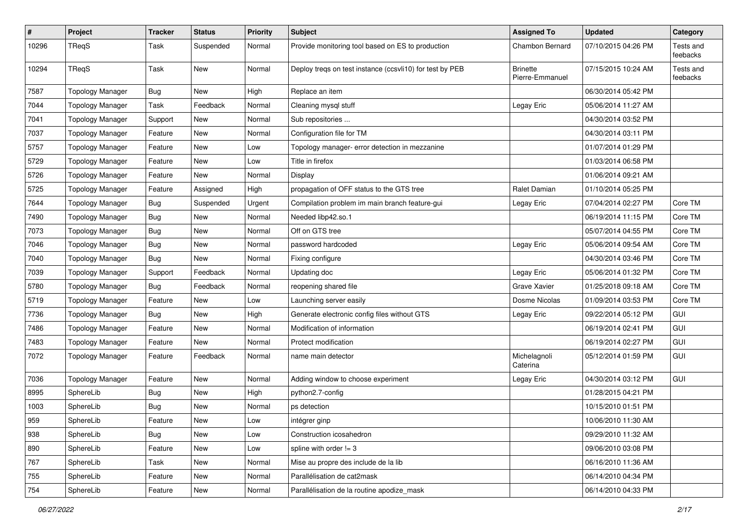| # | Project | Tracker | Status | Priority | Subject | Assigned To | Updated | Category |
|---|---|---|---|---|---|---|---|---|
| 10296 | TReqS | Task | Suspended | Normal | Provide monitoring tool based on ES to production | Chambon Bernard | 07/10/2015 04:26 PM | Tests and feebacks |
| 10294 | TReqS | Task | New | Normal | Deploy treqs on test instance (ccsvli10) for test by PEB | Brinette Pierre-Emmanuel | 07/15/2015 10:24 AM | Tests and feebacks |
| 7587 | Topology Manager | Bug | New | High | Replace an item | | 06/30/2014 05:42 PM | |
| 7044 | Topology Manager | Task | Feedback | Normal | Cleaning mysql stuff | Legay Eric | 05/06/2014 11:27 AM | |
| 7041 | Topology Manager | Support | New | Normal | Sub repositories ... | | 04/30/2014 03:52 PM | |
| 7037 | Topology Manager | Feature | New | Normal | Configuration file for TM | | 04/30/2014 03:11 PM | |
| 5757 | Topology Manager | Feature | New | Low | Topology manager- error detection in mezzanine | | 01/07/2014 01:29 PM | |
| 5729 | Topology Manager | Feature | New | Low | Title in firefox | | 01/03/2014 06:58 PM | |
| 5726 | Topology Manager | Feature | New | Normal | Display | | 01/06/2014 09:21 AM | |
| 5725 | Topology Manager | Feature | Assigned | High | propagation of OFF status to the GTS tree | Ralet Damian | 01/10/2014 05:25 PM | |
| 7644 | Topology Manager | Bug | Suspended | Urgent | Compilation problem im main branch feature-gui | Legay Eric | 07/04/2014 02:27 PM | Core TM |
| 7490 | Topology Manager | Bug | New | Normal | Needed libp42.so.1 | | 06/19/2014 11:15 PM | Core TM |
| 7073 | Topology Manager | Bug | New | Normal | Off on GTS tree | | 05/07/2014 04:55 PM | Core TM |
| 7046 | Topology Manager | Bug | New | Normal | password hardcoded | Legay Eric | 05/06/2014 09:54 AM | Core TM |
| 7040 | Topology Manager | Bug | New | Normal | Fixing configure | | 04/30/2014 03:46 PM | Core TM |
| 7039 | Topology Manager | Support | Feedback | Normal | Updating doc | Legay Eric | 05/06/2014 01:32 PM | Core TM |
| 5780 | Topology Manager | Bug | Feedback | Normal | reopening shared file | Grave Xavier | 01/25/2018 09:18 AM | Core TM |
| 5719 | Topology Manager | Feature | New | Low | Launching server easily | Dosme Nicolas | 01/09/2014 03:53 PM | Core TM |
| 7736 | Topology Manager | Bug | New | High | Generate electronic config files without GTS | Legay Eric | 09/22/2014 05:12 PM | GUI |
| 7486 | Topology Manager | Feature | New | Normal | Modification of information | | 06/19/2014 02:41 PM | GUI |
| 7483 | Topology Manager | Feature | New | Normal | Protect modification | | 06/19/2014 02:27 PM | GUI |
| 7072 | Topology Manager | Feature | Feedback | Normal | name main detector | Michelagnoli Caterina | 05/12/2014 01:59 PM | GUI |
| 7036 | Topology Manager | Feature | New | Normal | Adding window to choose experiment | Legay Eric | 04/30/2014 03:12 PM | GUI |
| 8995 | SphereLib | Bug | New | High | python2.7-config | | 01/28/2015 04:21 PM | |
| 1003 | SphereLib | Bug | New | Normal | ps detection | | 10/15/2010 01:51 PM | |
| 959 | SphereLib | Feature | New | Low | intégrer ginp | | 10/06/2010 11:30 AM | |
| 938 | SphereLib | Bug | New | Low | Construction icosahedron | | 09/29/2010 11:32 AM | |
| 890 | SphereLib | Feature | New | Low | spline with order != 3 | | 09/06/2010 03:08 PM | |
| 767 | SphereLib | Task | New | Normal | Mise au propre des include de la lib | | 06/16/2010 11:36 AM | |
| 755 | SphereLib | Feature | New | Normal | Parallélisation de cat2mask | | 06/14/2010 04:34 PM | |
| 754 | SphereLib | Feature | New | Normal | Parallélisation de la routine apodize_mask | | 06/14/2010 04:33 PM | |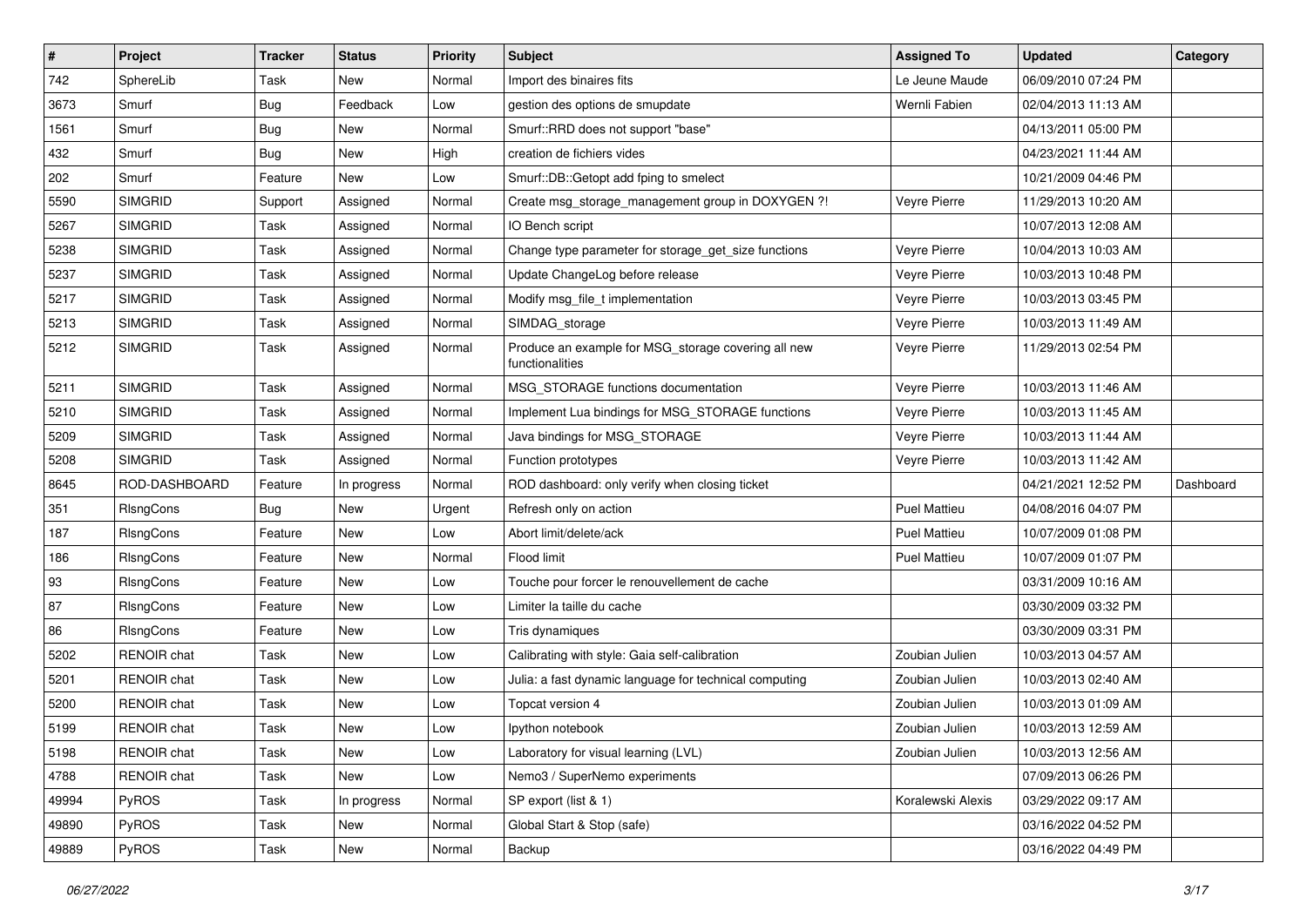| # | Project | Tracker | Status | Priority | Subject | Assigned To | Updated | Category |
|---|---|---|---|---|---|---|---|---|
| 742 | SphereLib | Task | New | Normal | Import des binaires fits | Le Jeune Maude | 06/09/2010 07:24 PM | |
| 3673 | Smurf | Bug | Feedback | Low | gestion des options de smupdate | Wernli Fabien | 02/04/2013 11:13 AM | |
| 1561 | Smurf | Bug | New | Normal | Smurf::RRD does not support "base" | | 04/13/2011 05:00 PM | |
| 432 | Smurf | Bug | New | High | creation de fichiers vides | | 04/23/2021 11:44 AM | |
| 202 | Smurf | Feature | New | Low | Smurf::DB::Getopt add fping to smelect | | 10/21/2009 04:46 PM | |
| 5590 | SIMGRID | Support | Assigned | Normal | Create msg_storage_management group in DOXYGEN ?! | Veyre Pierre | 11/29/2013 10:20 AM | |
| 5267 | SIMGRID | Task | Assigned | Normal | IO Bench script | | 10/07/2013 12:08 AM | |
| 5238 | SIMGRID | Task | Assigned | Normal | Change type parameter for storage_get_size functions | Veyre Pierre | 10/04/2013 10:03 AM | |
| 5237 | SIMGRID | Task | Assigned | Normal | Update ChangeLog before release | Veyre Pierre | 10/03/2013 10:48 PM | |
| 5217 | SIMGRID | Task | Assigned | Normal | Modify msg_file_t implementation | Veyre Pierre | 10/03/2013 03:45 PM | |
| 5213 | SIMGRID | Task | Assigned | Normal | SIMDAG_storage | Veyre Pierre | 10/03/2013 11:49 AM | |
| 5212 | SIMGRID | Task | Assigned | Normal | Produce an example for MSG_storage covering all new functionalities | Veyre Pierre | 11/29/2013 02:54 PM | |
| 5211 | SIMGRID | Task | Assigned | Normal | MSG_STORAGE functions documentation | Veyre Pierre | 10/03/2013 11:46 AM | |
| 5210 | SIMGRID | Task | Assigned | Normal | Implement Lua bindings for MSG_STORAGE functions | Veyre Pierre | 10/03/2013 11:45 AM | |
| 5209 | SIMGRID | Task | Assigned | Normal | Java bindings for MSG_STORAGE | Veyre Pierre | 10/03/2013 11:44 AM | |
| 5208 | SIMGRID | Task | Assigned | Normal | Function prototypes | Veyre Pierre | 10/03/2013 11:42 AM | |
| 8645 | ROD-DASHBOARD | Feature | In progress | Normal | ROD dashboard: only verify when closing ticket | | 04/21/2021 12:52 PM | Dashboard |
| 351 | RlsngCons | Bug | New | Urgent | Refresh only on action | Puel Mattieu | 04/08/2016 04:07 PM | |
| 187 | RlsngCons | Feature | New | Low | Abort limit/delete/ack | Puel Mattieu | 10/07/2009 01:08 PM | |
| 186 | RlsngCons | Feature | New | Normal | Flood limit | Puel Mattieu | 10/07/2009 01:07 PM | |
| 93 | RlsngCons | Feature | New | Low | Touche pour forcer le renouvellement de cache | | 03/31/2009 10:16 AM | |
| 87 | RlsngCons | Feature | New | Low | Limiter la taille du cache | | 03/30/2009 03:32 PM | |
| 86 | RlsngCons | Feature | New | Low | Tris dynamiques | | 03/30/2009 03:31 PM | |
| 5202 | RENOIR chat | Task | New | Low | Calibrating with style: Gaia self-calibration | Zoubian Julien | 10/03/2013 04:57 AM | |
| 5201 | RENOIR chat | Task | New | Low | Julia: a fast dynamic language for technical computing | Zoubian Julien | 10/03/2013 02:40 AM | |
| 5200 | RENOIR chat | Task | New | Low | Topcat version 4 | Zoubian Julien | 10/03/2013 01:09 AM | |
| 5199 | RENOIR chat | Task | New | Low | Ipython notebook | Zoubian Julien | 10/03/2013 12:59 AM | |
| 5198 | RENOIR chat | Task | New | Low | Laboratory for visual learning (LVL) | Zoubian Julien | 10/03/2013 12:56 AM | |
| 4788 | RENOIR chat | Task | New | Low | Nemo3 / SuperNemo experiments | | 07/09/2013 06:26 PM | |
| 49994 | PyROS | Task | In progress | Normal | SP export (list & 1) | Koralewski Alexis | 03/29/2022 09:17 AM | |
| 49890 | PyROS | Task | New | Normal | Global Start & Stop (safe) | | 03/16/2022 04:52 PM | |
| 49889 | PyROS | Task | New | Normal | Backup | | 03/16/2022 04:49 PM | |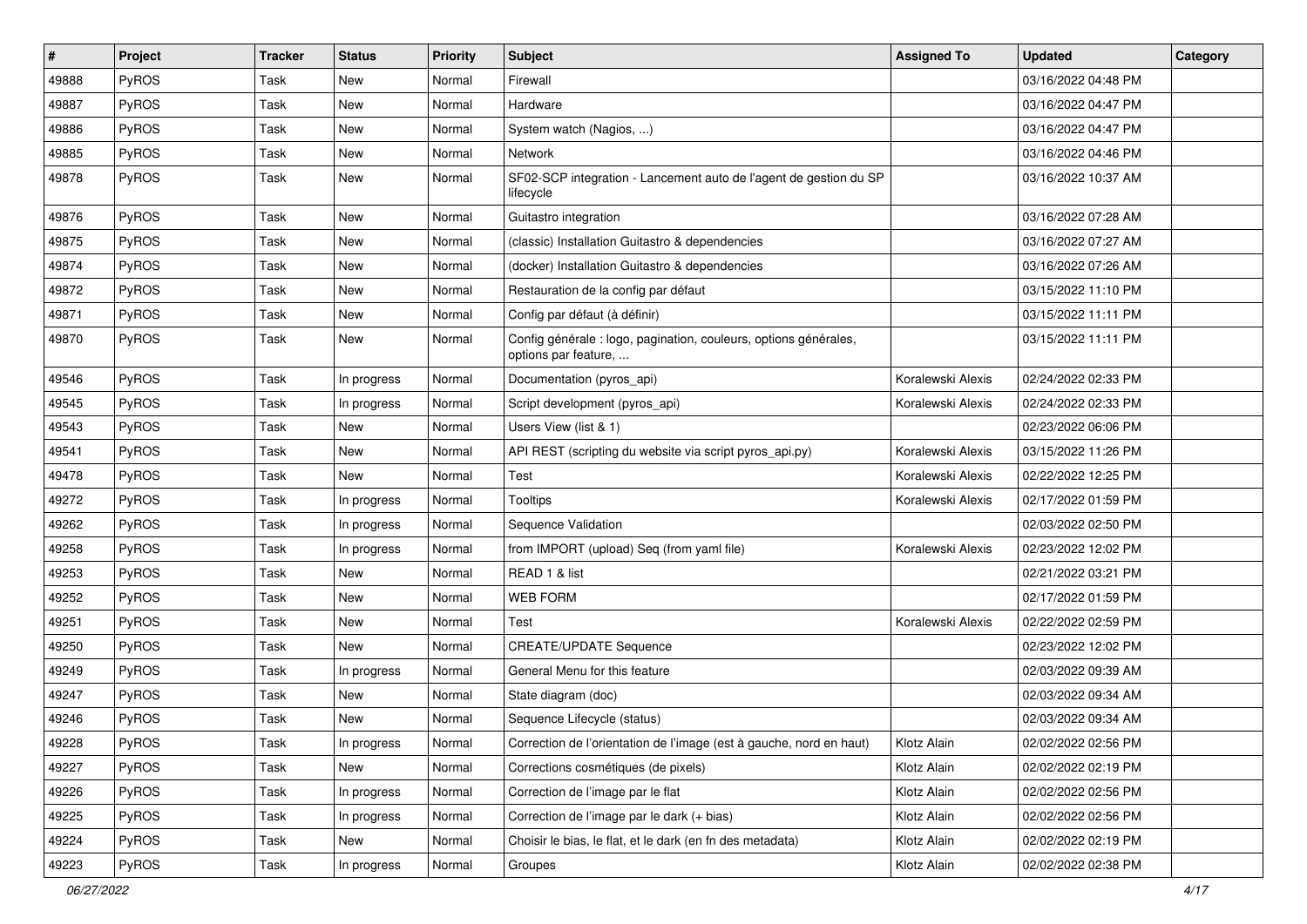| # | Project | Tracker | Status | Priority | Subject | Assigned To | Updated | Category |
|---|---|---|---|---|---|---|---|---|
| 49888 | PyROS | Task | New | Normal | Firewall | | 03/16/2022 04:48 PM | |
| 49887 | PyROS | Task | New | Normal | Hardware | | 03/16/2022 04:47 PM | |
| 49886 | PyROS | Task | New | Normal | System watch (Nagios, ...) | | 03/16/2022 04:47 PM | |
| 49885 | PyROS | Task | New | Normal | Network | | 03/16/2022 04:46 PM | |
| 49878 | PyROS | Task | New | Normal | SF02-SCP integration - Lancement auto de l'agent de gestion du SP lifecycle | | 03/16/2022 10:37 AM | |
| 49876 | PyROS | Task | New | Normal | Guitastro integration | | 03/16/2022 07:28 AM | |
| 49875 | PyROS | Task | New | Normal | (classic) Installation Guitastro & dependencies | | 03/16/2022 07:27 AM | |
| 49874 | PyROS | Task | New | Normal | (docker) Installation Guitastro & dependencies | | 03/16/2022 07:26 AM | |
| 49872 | PyROS | Task | New | Normal | Restauration de la config par défaut | | 03/15/2022 11:10 PM | |
| 49871 | PyROS | Task | New | Normal | Config par défaut (à définir) | | 03/15/2022 11:11 PM | |
| 49870 | PyROS | Task | New | Normal | Config générale : logo, pagination, couleurs, options générales, options par feature, ... | | 03/15/2022 11:11 PM | |
| 49546 | PyROS | Task | In progress | Normal | Documentation (pyros_api) | Koralewski Alexis | 02/24/2022 02:33 PM | |
| 49545 | PyROS | Task | In progress | Normal | Script development (pyros_api) | Koralewski Alexis | 02/24/2022 02:33 PM | |
| 49543 | PyROS | Task | New | Normal | Users View (list & 1) | | 02/23/2022 06:06 PM | |
| 49541 | PyROS | Task | New | Normal | API REST (scripting du website via script pyros_api.py) | Koralewski Alexis | 03/15/2022 11:26 PM | |
| 49478 | PyROS | Task | New | Normal | Test | Koralewski Alexis | 02/22/2022 12:25 PM | |
| 49272 | PyROS | Task | In progress | Normal | Tooltips | Koralewski Alexis | 02/17/2022 01:59 PM | |
| 49262 | PyROS | Task | In progress | Normal | Sequence Validation | | 02/03/2022 02:50 PM | |
| 49258 | PyROS | Task | In progress | Normal | from IMPORT (upload) Seq (from yaml file) | Koralewski Alexis | 02/23/2022 12:02 PM | |
| 49253 | PyROS | Task | New | Normal | READ 1 & list | | 02/21/2022 03:21 PM | |
| 49252 | PyROS | Task | New | Normal | WEB FORM | | 02/17/2022 01:59 PM | |
| 49251 | PyROS | Task | New | Normal | Test | Koralewski Alexis | 02/22/2022 02:59 PM | |
| 49250 | PyROS | Task | New | Normal | CREATE/UPDATE Sequence | | 02/23/2022 12:02 PM | |
| 49249 | PyROS | Task | In progress | Normal | General Menu for this feature | | 02/03/2022 09:39 AM | |
| 49247 | PyROS | Task | New | Normal | State diagram (doc) | | 02/03/2022 09:34 AM | |
| 49246 | PyROS | Task | New | Normal | Sequence Lifecycle (status) | | 02/03/2022 09:34 AM | |
| 49228 | PyROS | Task | In progress | Normal | Correction de l'orientation de l'image (est à gauche, nord en haut) | Klotz Alain | 02/02/2022 02:56 PM | |
| 49227 | PyROS | Task | New | Normal | Corrections cosmétiques (de pixels) | Klotz Alain | 02/02/2022 02:19 PM | |
| 49226 | PyROS | Task | In progress | Normal | Correction de l'image par le flat | Klotz Alain | 02/02/2022 02:56 PM | |
| 49225 | PyROS | Task | In progress | Normal | Correction de l'image par le dark (+ bias) | Klotz Alain | 02/02/2022 02:56 PM | |
| 49224 | PyROS | Task | New | Normal | Choisir le bias, le flat, et le dark (en fn des metadata) | Klotz Alain | 02/02/2022 02:19 PM | |
| 49223 | PyROS | Task | In progress | Normal | Groupes | Klotz Alain | 02/02/2022 02:38 PM | |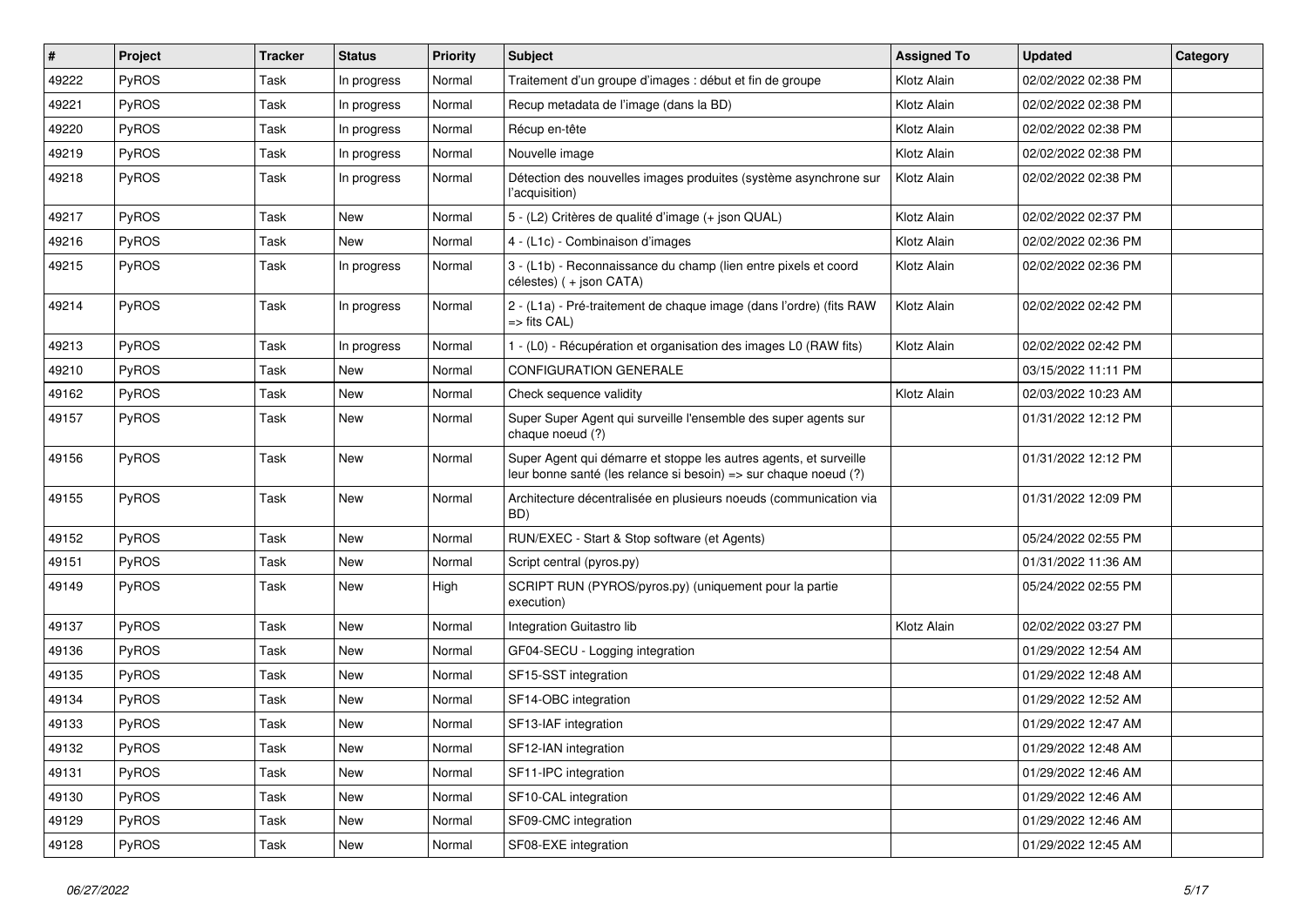| # | Project | Tracker | Status | Priority | Subject | Assigned To | Updated | Category |
|---|---|---|---|---|---|---|---|---|
| 49222 | PyROS | Task | In progress | Normal | Traitement d'un groupe d'images : début et fin de groupe | Klotz Alain | 02/02/2022 02:38 PM | |
| 49221 | PyROS | Task | In progress | Normal | Recup metadata de l'image (dans la BD) | Klotz Alain | 02/02/2022 02:38 PM | |
| 49220 | PyROS | Task | In progress | Normal | Récup en-tête | Klotz Alain | 02/02/2022 02:38 PM | |
| 49219 | PyROS | Task | In progress | Normal | Nouvelle image | Klotz Alain | 02/02/2022 02:38 PM | |
| 49218 | PyROS | Task | In progress | Normal | Détection des nouvelles images produites (système asynchrone sur l'acquisition) | Klotz Alain | 02/02/2022 02:38 PM | |
| 49217 | PyROS | Task | New | Normal | 5 - (L2) Critères de qualité d'image (+ json QUAL) | Klotz Alain | 02/02/2022 02:37 PM | |
| 49216 | PyROS | Task | New | Normal | 4 - (L1c) - Combinaison d'images | Klotz Alain | 02/02/2022 02:36 PM | |
| 49215 | PyROS | Task | In progress | Normal | 3 - (L1b) - Reconnaissance du champ (lien entre pixels et coord célestes) ( + json CATA) | Klotz Alain | 02/02/2022 02:36 PM | |
| 49214 | PyROS | Task | In progress | Normal | 2 - (L1a) - Pré-traitement de chaque image (dans l'ordre) (fits RAW => fits CAL) | Klotz Alain | 02/02/2022 02:42 PM | |
| 49213 | PyROS | Task | In progress | Normal | 1 - (L0) - Récupération et organisation des images L0 (RAW fits) | Klotz Alain | 02/02/2022 02:42 PM | |
| 49210 | PyROS | Task | New | Normal | CONFIGURATION GENERALE | | 03/15/2022 11:11 PM | |
| 49162 | PyROS | Task | New | Normal | Check sequence validity | Klotz Alain | 02/03/2022 10:23 AM | |
| 49157 | PyROS | Task | New | Normal | Super Super Agent qui surveille l'ensemble des super agents sur chaque noeud (?) | | 01/31/2022 12:12 PM | |
| 49156 | PyROS | Task | New | Normal | Super Agent qui démarre et stoppe les autres agents, et surveille leur bonne santé (les relance si besoin) => sur chaque noeud (?) | | 01/31/2022 12:12 PM | |
| 49155 | PyROS | Task | New | Normal | Architecture décentralisée en plusieurs noeuds (communication via BD) | | 01/31/2022 12:09 PM | |
| 49152 | PyROS | Task | New | Normal | RUN/EXEC - Start & Stop software (et Agents) | | 05/24/2022 02:55 PM | |
| 49151 | PyROS | Task | New | Normal | Script central (pyros.py) | | 01/31/2022 11:36 AM | |
| 49149 | PyROS | Task | New | High | SCRIPT RUN (PYROS/pyros.py) (uniquement pour la partie execution) | | 05/24/2022 02:55 PM | |
| 49137 | PyROS | Task | New | Normal | Integration Guitastro lib | Klotz Alain | 02/02/2022 03:27 PM | |
| 49136 | PyROS | Task | New | Normal | GF04-SECU - Logging integration | | 01/29/2022 12:54 AM | |
| 49135 | PyROS | Task | New | Normal | SF15-SST integration | | 01/29/2022 12:48 AM | |
| 49134 | PyROS | Task | New | Normal | SF14-OBC integration | | 01/29/2022 12:52 AM | |
| 49133 | PyROS | Task | New | Normal | SF13-IAF integration | | 01/29/2022 12:47 AM | |
| 49132 | PyROS | Task | New | Normal | SF12-IAN integration | | 01/29/2022 12:48 AM | |
| 49131 | PyROS | Task | New | Normal | SF11-IPC integration | | 01/29/2022 12:46 AM | |
| 49130 | PyROS | Task | New | Normal | SF10-CAL integration | | 01/29/2022 12:46 AM | |
| 49129 | PyROS | Task | New | Normal | SF09-CMC integration | | 01/29/2022 12:46 AM | |
| 49128 | PyROS | Task | New | Normal | SF08-EXE integration | | 01/29/2022 12:45 AM | |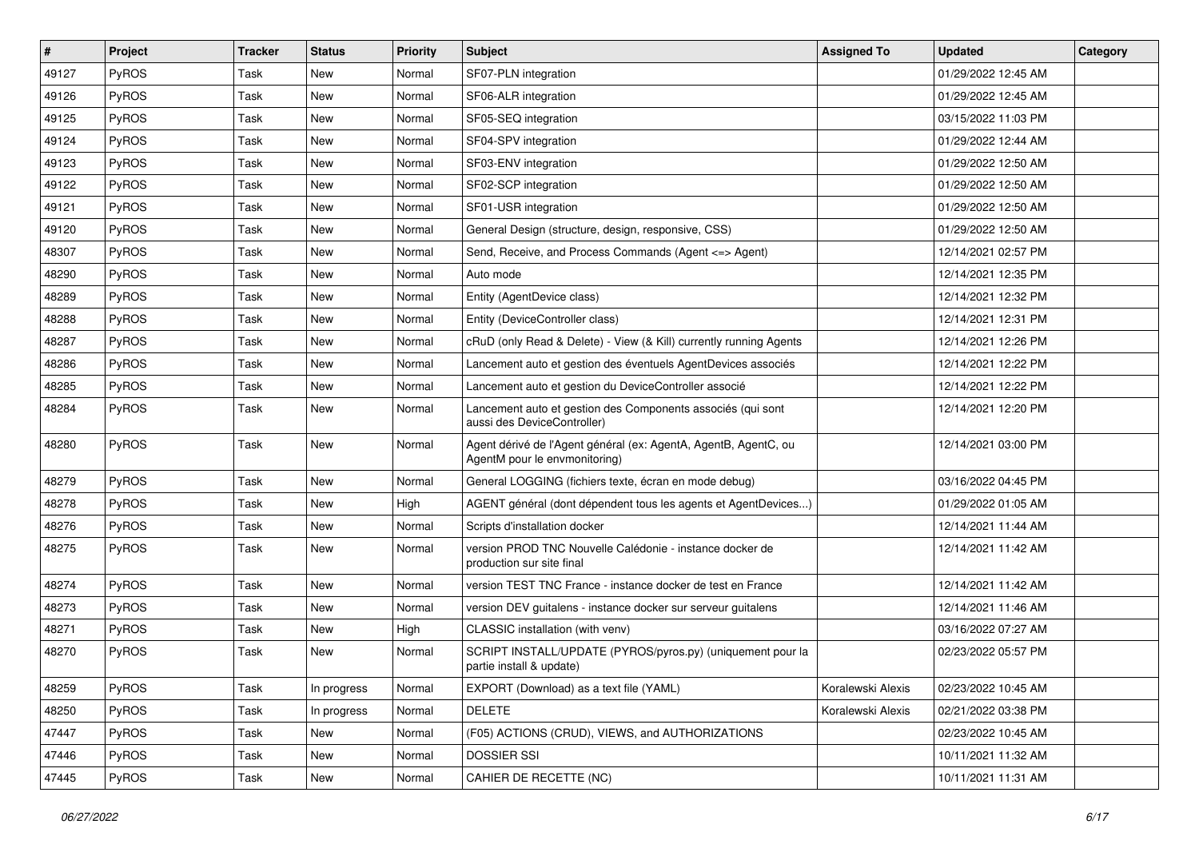| # | Project | Tracker | Status | Priority | Subject | Assigned To | Updated | Category |
|---|---|---|---|---|---|---|---|---|
| 49127 | PyROS | Task | New | Normal | SF07-PLN integration | | 01/29/2022 12:45 AM | |
| 49126 | PyROS | Task | New | Normal | SF06-ALR integration | | 01/29/2022 12:45 AM | |
| 49125 | PyROS | Task | New | Normal | SF05-SEQ integration | | 03/15/2022 11:03 PM | |
| 49124 | PyROS | Task | New | Normal | SF04-SPV integration | | 01/29/2022 12:44 AM | |
| 49123 | PyROS | Task | New | Normal | SF03-ENV integration | | 01/29/2022 12:50 AM | |
| 49122 | PyROS | Task | New | Normal | SF02-SCP integration | | 01/29/2022 12:50 AM | |
| 49121 | PyROS | Task | New | Normal | SF01-USR integration | | 01/29/2022 12:50 AM | |
| 49120 | PyROS | Task | New | Normal | General Design (structure, design, responsive, CSS) | | 01/29/2022 12:50 AM | |
| 48307 | PyROS | Task | New | Normal | Send, Receive, and Process Commands (Agent <=> Agent) | | 12/14/2021 02:57 PM | |
| 48290 | PyROS | Task | New | Normal | Auto mode | | 12/14/2021 12:35 PM | |
| 48289 | PyROS | Task | New | Normal | Entity (AgentDevice class) | | 12/14/2021 12:32 PM | |
| 48288 | PyROS | Task | New | Normal | Entity (DeviceController class) | | 12/14/2021 12:31 PM | |
| 48287 | PyROS | Task | New | Normal | cRuD (only Read & Delete) - View (& Kill) currently running Agents | | 12/14/2021 12:26 PM | |
| 48286 | PyROS | Task | New | Normal | Lancement auto et gestion des éventuels AgentDevices associés | | 12/14/2021 12:22 PM | |
| 48285 | PyROS | Task | New | Normal | Lancement auto et gestion du DeviceController associé | | 12/14/2021 12:22 PM | |
| 48284 | PyROS | Task | New | Normal | Lancement auto et gestion des Components associés (qui sont aussi des DeviceController) | | 12/14/2021 12:20 PM | |
| 48280 | PyROS | Task | New | Normal | Agent dérivé de l'Agent général (ex: AgentA, AgentB, AgentC, ou AgentM pour le envmonitoring) | | 12/14/2021 03:00 PM | |
| 48279 | PyROS | Task | New | Normal | General LOGGING (fichiers texte, écran en mode debug) | | 03/16/2022 04:45 PM | |
| 48278 | PyROS | Task | New | High | AGENT général (dont dépendent tous les agents et AgentDevices...) | | 01/29/2022 01:05 AM | |
| 48276 | PyROS | Task | New | Normal | Scripts d'installation docker | | 12/14/2021 11:44 AM | |
| 48275 | PyROS | Task | New | Normal | version PROD TNC Nouvelle Calédonie - instance docker de production sur site final | | 12/14/2021 11:42 AM | |
| 48274 | PyROS | Task | New | Normal | version TEST TNC France - instance docker de test en France | | 12/14/2021 11:42 AM | |
| 48273 | PyROS | Task | New | Normal | version DEV guitalens - instance docker sur serveur guitalens | | 12/14/2021 11:46 AM | |
| 48271 | PyROS | Task | New | High | CLASSIC installation (with venv) | | 03/16/2022 07:27 AM | |
| 48270 | PyROS | Task | New | Normal | SCRIPT INSTALL/UPDATE (PYROS/pyros.py) (uniquement pour la partie install & update) | | 02/23/2022 05:57 PM | |
| 48259 | PyROS | Task | In progress | Normal | EXPORT (Download) as a text file (YAML) | Koralewski Alexis | 02/23/2022 10:45 AM | |
| 48250 | PyROS | Task | In progress | Normal | DELETE | Koralewski Alexis | 02/21/2022 03:38 PM | |
| 47447 | PyROS | Task | New | Normal | (F05) ACTIONS (CRUD), VIEWS, and AUTHORIZATIONS | | 02/23/2022 10:45 AM | |
| 47446 | PyROS | Task | New | Normal | DOSSIER SSI | | 10/11/2021 11:32 AM | |
| 47445 | PyROS | Task | New | Normal | CAHIER DE RECETTE (NC) | | 10/11/2021 11:31 AM | |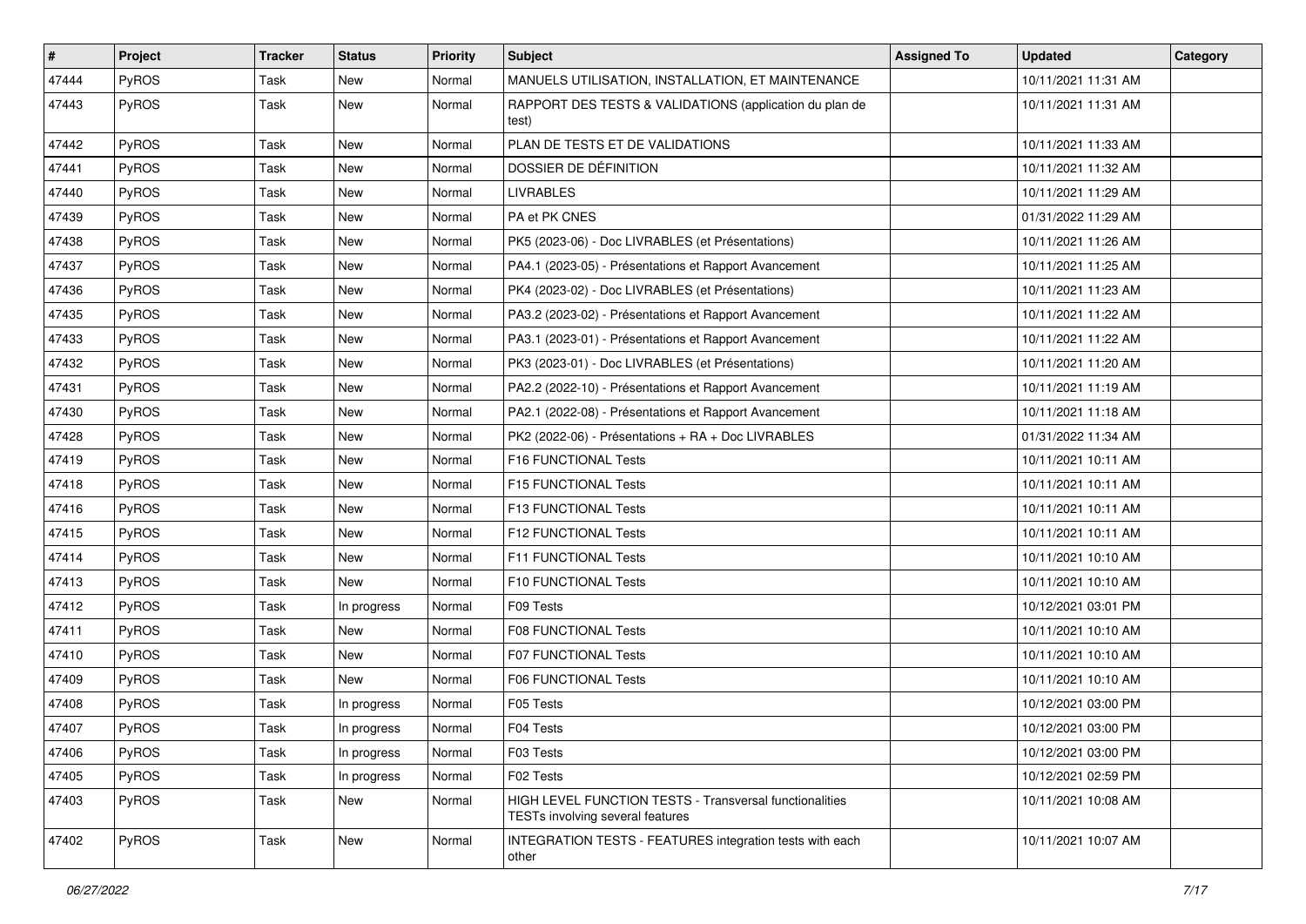| # | Project | Tracker | Status | Priority | Subject | Assigned To | Updated | Category |
| --- | --- | --- | --- | --- | --- | --- | --- | --- |
| 47444 | PyROS | Task | New | Normal | MANUELS UTILISATION, INSTALLATION, ET MAINTENANCE | | 10/11/2021 11:31 AM | |
| 47443 | PyROS | Task | New | Normal | RAPPORT DES TESTS & VALIDATIONS (application du plan de test) | | 10/11/2021 11:31 AM | |
| 47442 | PyROS | Task | New | Normal | PLAN DE TESTS ET DE VALIDATIONS | | 10/11/2021 11:33 AM | |
| 47441 | PyROS | Task | New | Normal | DOSSIER DE DÉFINITION | | 10/11/2021 11:32 AM | |
| 47440 | PyROS | Task | New | Normal | LIVRABLES | | 10/11/2021 11:29 AM | |
| 47439 | PyROS | Task | New | Normal | PA et PK CNES | | 01/31/2022 11:29 AM | |
| 47438 | PyROS | Task | New | Normal | PK5 (2023-06) - Doc LIVRABLES (et Présentations) | | 10/11/2021 11:26 AM | |
| 47437 | PyROS | Task | New | Normal | PA4.1 (2023-05) - Présentations et Rapport Avancement | | 10/11/2021 11:25 AM | |
| 47436 | PyROS | Task | New | Normal | PK4 (2023-02) - Doc LIVRABLES (et Présentations) | | 10/11/2021 11:23 AM | |
| 47435 | PyROS | Task | New | Normal | PA3.2 (2023-02) - Présentations et Rapport Avancement | | 10/11/2021 11:22 AM | |
| 47433 | PyROS | Task | New | Normal | PA3.1 (2023-01) - Présentations et Rapport Avancement | | 10/11/2021 11:22 AM | |
| 47432 | PyROS | Task | New | Normal | PK3 (2023-01) - Doc LIVRABLES (et Présentations) | | 10/11/2021 11:20 AM | |
| 47431 | PyROS | Task | New | Normal | PA2.2 (2022-10) - Présentations et Rapport Avancement | | 10/11/2021 11:19 AM | |
| 47430 | PyROS | Task | New | Normal | PA2.1 (2022-08) - Présentations et Rapport Avancement | | 10/11/2021 11:18 AM | |
| 47428 | PyROS | Task | New | Normal | PK2 (2022-06) - Présentations + RA + Doc LIVRABLES | | 01/31/2022 11:34 AM | |
| 47419 | PyROS | Task | New | Normal | F16 FUNCTIONAL Tests | | 10/11/2021 10:11 AM | |
| 47418 | PyROS | Task | New | Normal | F15 FUNCTIONAL Tests | | 10/11/2021 10:11 AM | |
| 47416 | PyROS | Task | New | Normal | F13 FUNCTIONAL Tests | | 10/11/2021 10:11 AM | |
| 47415 | PyROS | Task | New | Normal | F12 FUNCTIONAL Tests | | 10/11/2021 10:11 AM | |
| 47414 | PyROS | Task | New | Normal | F11 FUNCTIONAL Tests | | 10/11/2021 10:10 AM | |
| 47413 | PyROS | Task | New | Normal | F10 FUNCTIONAL Tests | | 10/11/2021 10:10 AM | |
| 47412 | PyROS | Task | In progress | Normal | F09 Tests | | 10/12/2021 03:01 PM | |
| 47411 | PyROS | Task | New | Normal | F08 FUNCTIONAL Tests | | 10/11/2021 10:10 AM | |
| 47410 | PyROS | Task | New | Normal | F07 FUNCTIONAL Tests | | 10/11/2021 10:10 AM | |
| 47409 | PyROS | Task | New | Normal | F06 FUNCTIONAL Tests | | 10/11/2021 10:10 AM | |
| 47408 | PyROS | Task | In progress | Normal | F05 Tests | | 10/12/2021 03:00 PM | |
| 47407 | PyROS | Task | In progress | Normal | F04 Tests | | 10/12/2021 03:00 PM | |
| 47406 | PyROS | Task | In progress | Normal | F03 Tests | | 10/12/2021 03:00 PM | |
| 47405 | PyROS | Task | In progress | Normal | F02 Tests | | 10/12/2021 02:59 PM | |
| 47403 | PyROS | Task | New | Normal | HIGH LEVEL FUNCTION TESTS - Transversal functionalities TESTs involving several features | | 10/11/2021 10:08 AM | |
| 47402 | PyROS | Task | New | Normal | INTEGRATION TESTS - FEATURES integration tests with each other | | 10/11/2021 10:07 AM | |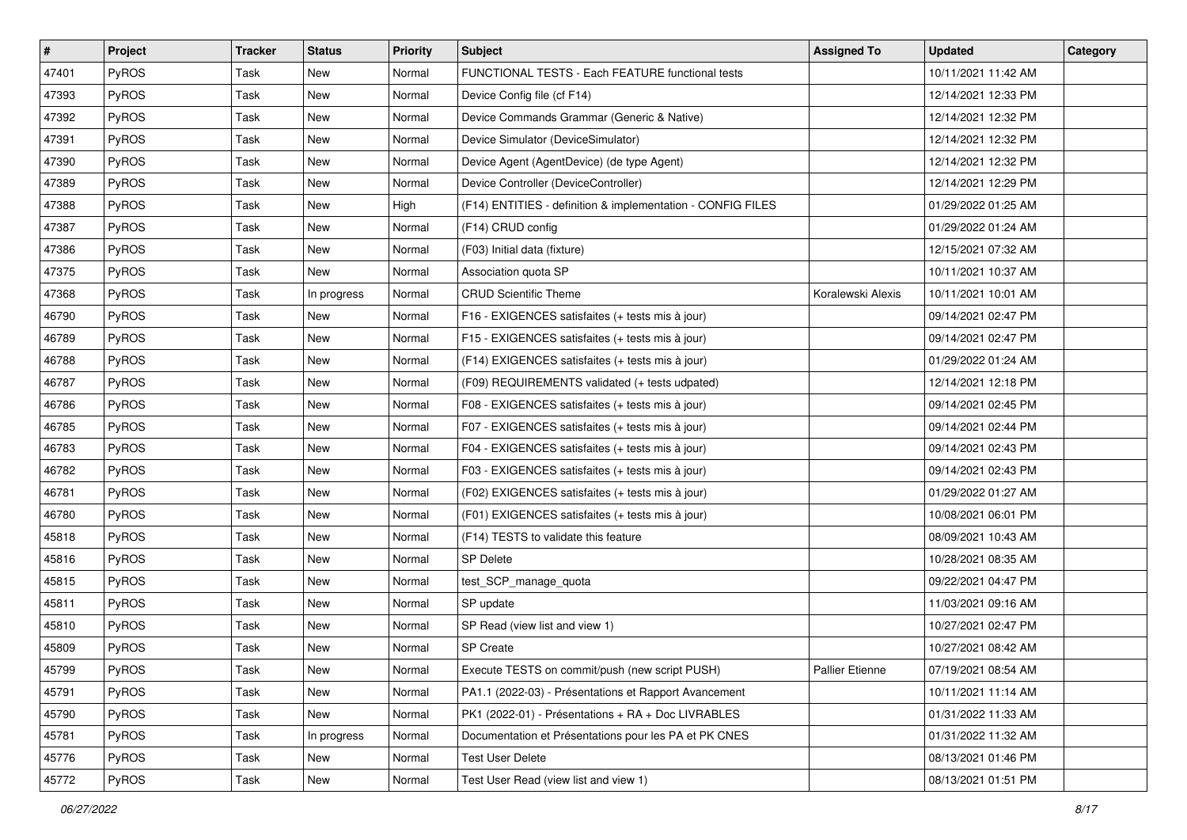| # | Project | Tracker | Status | Priority | Subject | Assigned To | Updated | Category |
|---|---|---|---|---|---|---|---|---|
| 47401 | PyROS | Task | New | Normal | FUNCTIONAL TESTS - Each FEATURE functional tests | | 10/11/2021 11:42 AM | |
| 47393 | PyROS | Task | New | Normal | Device Config file (cf F14) | | 12/14/2021 12:33 PM | |
| 47392 | PyROS | Task | New | Normal | Device Commands Grammar (Generic & Native) | | 12/14/2021 12:32 PM | |
| 47391 | PyROS | Task | New | Normal | Device Simulator (DeviceSimulator) | | 12/14/2021 12:32 PM | |
| 47390 | PyROS | Task | New | Normal | Device Agent (AgentDevice) (de type Agent) | | 12/14/2021 12:32 PM | |
| 47389 | PyROS | Task | New | Normal | Device Controller (DeviceController) | | 12/14/2021 12:29 PM | |
| 47388 | PyROS | Task | New | High | (F14) ENTITIES - definition & implementation - CONFIG FILES | | 01/29/2022 01:25 AM | |
| 47387 | PyROS | Task | New | Normal | (F14) CRUD config | | 01/29/2022 01:24 AM | |
| 47386 | PyROS | Task | New | Normal | (F03) Initial data (fixture) | | 12/15/2021 07:32 AM | |
| 47375 | PyROS | Task | New | Normal | Association quota SP | | 10/11/2021 10:37 AM | |
| 47368 | PyROS | Task | In progress | Normal | CRUD Scientific Theme | Koralewski Alexis | 10/11/2021 10:01 AM | |
| 46790 | PyROS | Task | New | Normal | F16 - EXIGENCES satisfaites (+ tests mis à jour) | | 09/14/2021 02:47 PM | |
| 46789 | PyROS | Task | New | Normal | F15 - EXIGENCES satisfaites (+ tests mis à jour) | | 09/14/2021 02:47 PM | |
| 46788 | PyROS | Task | New | Normal | (F14) EXIGENCES satisfaites (+ tests mis à jour) | | 01/29/2022 01:24 AM | |
| 46787 | PyROS | Task | New | Normal | (F09) REQUIREMENTS validated (+ tests udpated) | | 12/14/2021 12:18 PM | |
| 46786 | PyROS | Task | New | Normal | F08 - EXIGENCES satisfaites (+ tests mis à jour) | | 09/14/2021 02:45 PM | |
| 46785 | PyROS | Task | New | Normal | F07 - EXIGENCES satisfaites (+ tests mis à jour) | | 09/14/2021 02:44 PM | |
| 46783 | PyROS | Task | New | Normal | F04 - EXIGENCES satisfaites (+ tests mis à jour) | | 09/14/2021 02:43 PM | |
| 46782 | PyROS | Task | New | Normal | F03 - EXIGENCES satisfaites (+ tests mis à jour) | | 09/14/2021 02:43 PM | |
| 46781 | PyROS | Task | New | Normal | (F02) EXIGENCES satisfaites (+ tests mis à jour) | | 01/29/2022 01:27 AM | |
| 46780 | PyROS | Task | New | Normal | (F01) EXIGENCES satisfaites (+ tests mis à jour) | | 10/08/2021 06:01 PM | |
| 45818 | PyROS | Task | New | Normal | (F14) TESTS to validate this feature | | 08/09/2021 10:43 AM | |
| 45816 | PyROS | Task | New | Normal | SP Delete | | 10/28/2021 08:35 AM | |
| 45815 | PyROS | Task | New | Normal | test_SCP_manage_quota | | 09/22/2021 04:47 PM | |
| 45811 | PyROS | Task | New | Normal | SP update | | 11/03/2021 09:16 AM | |
| 45810 | PyROS | Task | New | Normal | SP Read (view list and view 1) | | 10/27/2021 02:47 PM | |
| 45809 | PyROS | Task | New | Normal | SP Create | | 10/27/2021 08:42 AM | |
| 45799 | PyROS | Task | New | Normal | Execute TESTS on commit/push (new script PUSH) | Pallier Etienne | 07/19/2021 08:54 AM | |
| 45791 | PyROS | Task | New | Normal | PA1.1 (2022-03) - Présentations et Rapport Avancement | | 10/11/2021 11:14 AM | |
| 45790 | PyROS | Task | New | Normal | PK1 (2022-01) - Présentations + RA + Doc LIVRABLES | | 01/31/2022 11:33 AM | |
| 45781 | PyROS | Task | In progress | Normal | Documentation et Présentations pour les PA et PK CNES | | 01/31/2022 11:32 AM | |
| 45776 | PyROS | Task | New | Normal | Test User Delete | | 08/13/2021 01:46 PM | |
| 45772 | PyROS | Task | New | Normal | Test User Read (view list and view 1) | | 08/13/2021 01:51 PM | |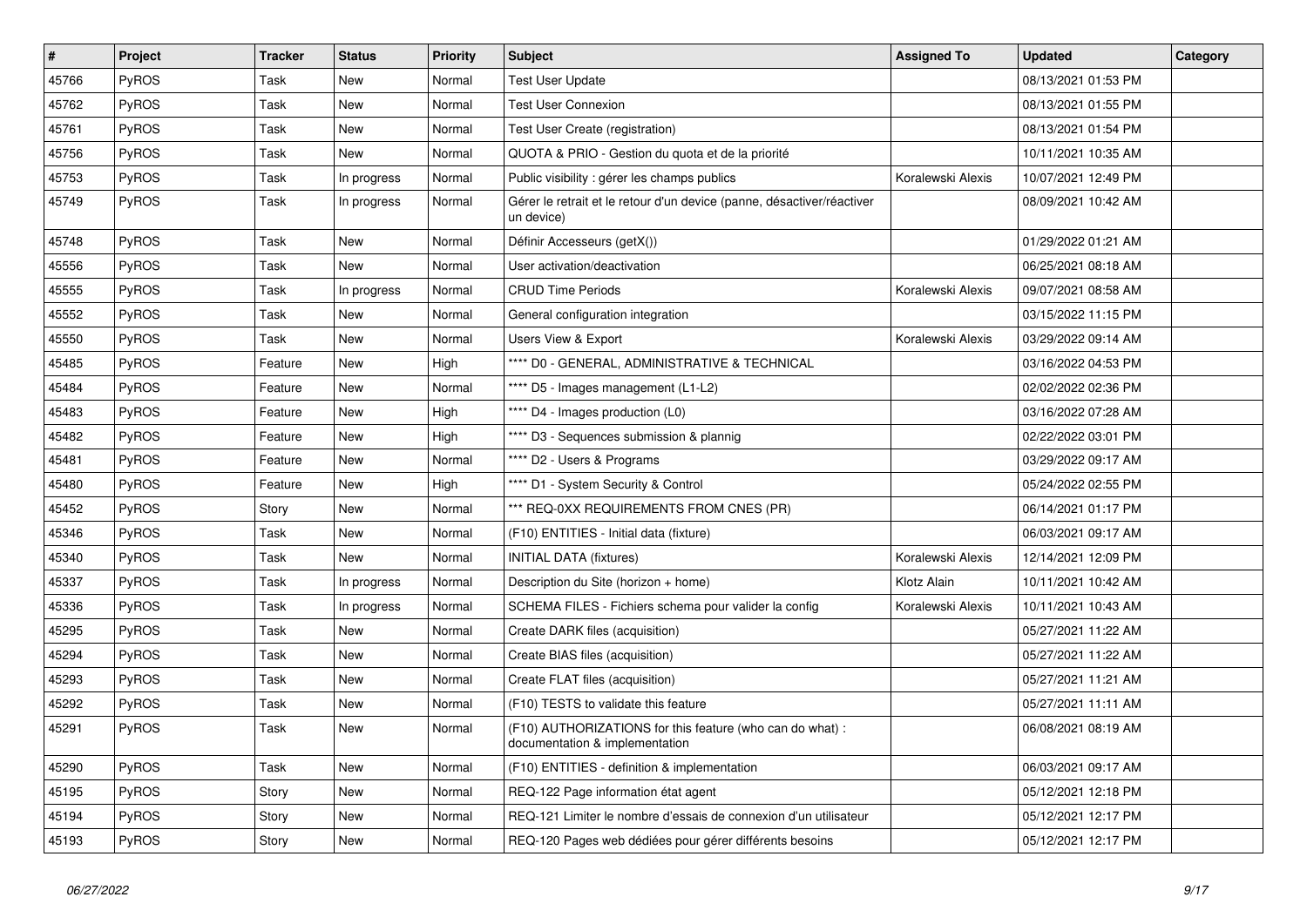| # | Project | Tracker | Status | Priority | Subject | Assigned To | Updated | Category |
|---|---|---|---|---|---|---|---|---|
| 45766 | PyROS | Task | New | Normal | Test User Update | | 08/13/2021 01:53 PM | |
| 45762 | PyROS | Task | New | Normal | Test User Connexion | | 08/13/2021 01:55 PM | |
| 45761 | PyROS | Task | New | Normal | Test User Create (registration) | | 08/13/2021 01:54 PM | |
| 45756 | PyROS | Task | New | Normal | QUOTA & PRIO - Gestion du quota et de la priorité | | 10/11/2021 10:35 AM | |
| 45753 | PyROS | Task | In progress | Normal | Public visibility : gérer les champs publics | Koralewski Alexis | 10/07/2021 12:49 PM | |
| 45749 | PyROS | Task | In progress | Normal | Gérer le retrait et le retour d'un device (panne, désactiver/réactiver un device) | | 08/09/2021 10:42 AM | |
| 45748 | PyROS | Task | New | Normal | Définir Accesseurs (getX()) | | 01/29/2022 01:21 AM | |
| 45556 | PyROS | Task | New | Normal | User activation/deactivation | | 06/25/2021 08:18 AM | |
| 45555 | PyROS | Task | In progress | Normal | CRUD Time Periods | Koralewski Alexis | 09/07/2021 08:58 AM | |
| 45552 | PyROS | Task | New | Normal | General configuration integration | | 03/15/2022 11:15 PM | |
| 45550 | PyROS | Task | New | Normal | Users View & Export | Koralewski Alexis | 03/29/2022 09:14 AM | |
| 45485 | PyROS | Feature | New | High | **** D0 - GENERAL, ADMINISTRATIVE & TECHNICAL | | 03/16/2022 04:53 PM | |
| 45484 | PyROS | Feature | New | Normal | **** D5 - Images management (L1-L2) | | 02/02/2022 02:36 PM | |
| 45483 | PyROS | Feature | New | High | **** D4 - Images production (L0) | | 03/16/2022 07:28 AM | |
| 45482 | PyROS | Feature | New | High | **** D3 - Sequences submission & plannig | | 02/22/2022 03:01 PM | |
| 45481 | PyROS | Feature | New | Normal | **** D2 - Users & Programs | | 03/29/2022 09:17 AM | |
| 45480 | PyROS | Feature | New | High | **** D1 - System Security & Control | | 05/24/2022 02:55 PM | |
| 45452 | PyROS | Story | New | Normal | *** REQ-0XX REQUIREMENTS FROM CNES (PR) | | 06/14/2021 01:17 PM | |
| 45346 | PyROS | Task | New | Normal | (F10) ENTITIES - Initial data (fixture) | | 06/03/2021 09:17 AM | |
| 45340 | PyROS | Task | New | Normal | INITIAL DATA (fixtures) | Koralewski Alexis | 12/14/2021 12:09 PM | |
| 45337 | PyROS | Task | In progress | Normal | Description du Site (horizon + home) | Klotz Alain | 10/11/2021 10:42 AM | |
| 45336 | PyROS | Task | In progress | Normal | SCHEMA FILES - Fichiers schema pour valider la config | Koralewski Alexis | 10/11/2021 10:43 AM | |
| 45295 | PyROS | Task | New | Normal | Create DARK files (acquisition) | | 05/27/2021 11:22 AM | |
| 45294 | PyROS | Task | New | Normal | Create BIAS files (acquisition) | | 05/27/2021 11:22 AM | |
| 45293 | PyROS | Task | New | Normal | Create FLAT files (acquisition) | | 05/27/2021 11:21 AM | |
| 45292 | PyROS | Task | New | Normal | (F10) TESTS to validate this feature | | 05/27/2021 11:11 AM | |
| 45291 | PyROS | Task | New | Normal | (F10) AUTHORIZATIONS for this feature (who can do what) : documentation & implementation | | 06/08/2021 08:19 AM | |
| 45290 | PyROS | Task | New | Normal | (F10) ENTITIES - definition & implementation | | 06/03/2021 09:17 AM | |
| 45195 | PyROS | Story | New | Normal | REQ-122 Page information état agent | | 05/12/2021 12:18 PM | |
| 45194 | PyROS | Story | New | Normal | REQ-121 Limiter le nombre d'essais de connexion d'un utilisateur | | 05/12/2021 12:17 PM | |
| 45193 | PyROS | Story | New | Normal | REQ-120 Pages web dédiées pour gérer différents besoins | | 05/12/2021 12:17 PM | |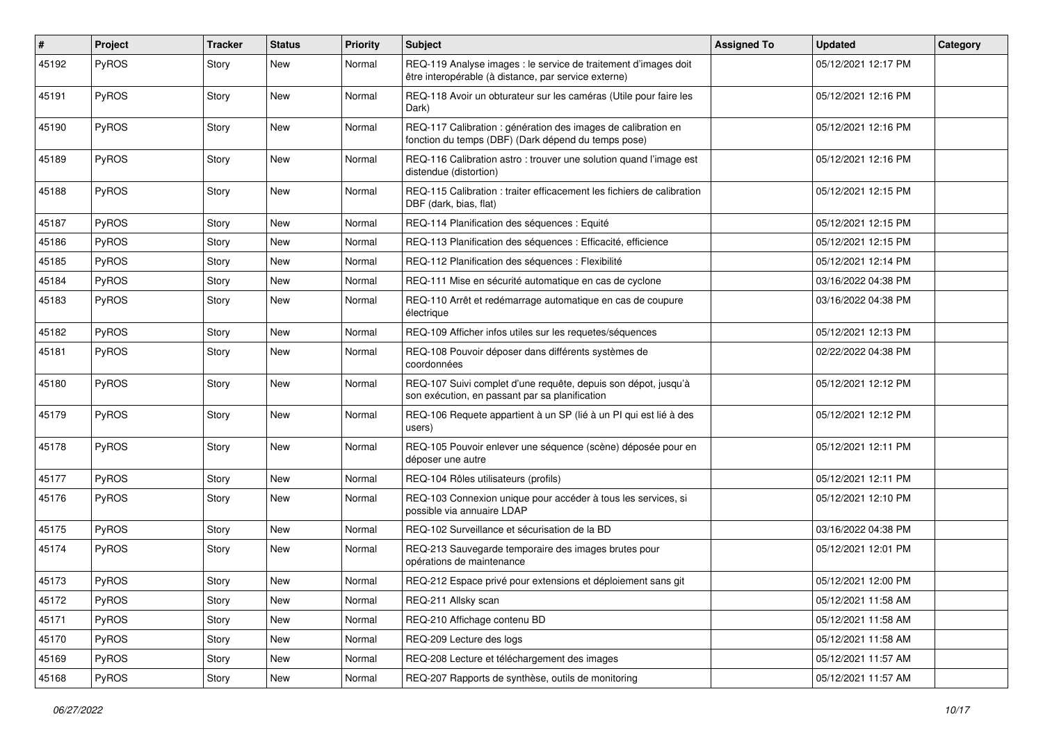| # | Project | Tracker | Status | Priority | Subject | Assigned To | Updated | Category |
|---|---|---|---|---|---|---|---|---|
| 45192 | PyROS | Story | New | Normal | REQ-119 Analyse images : le service de traitement d'images doit être interopérable (à distance, par service externe) | | 05/12/2021 12:17 PM | |
| 45191 | PyROS | Story | New | Normal | REQ-118 Avoir un obturateur sur les caméras (Utile pour faire les Dark) | | 05/12/2021 12:16 PM | |
| 45190 | PyROS | Story | New | Normal | REQ-117 Calibration : génération des images de calibration en fonction du temps (DBF) (Dark dépend du temps pose) | | 05/12/2021 12:16 PM | |
| 45189 | PyROS | Story | New | Normal | REQ-116 Calibration astro : trouver une solution quand l'image est distendue (distortion) | | 05/12/2021 12:16 PM | |
| 45188 | PyROS | Story | New | Normal | REQ-115 Calibration : traiter efficacement les fichiers de calibration DBF (dark, bias, flat) | | 05/12/2021 12:15 PM | |
| 45187 | PyROS | Story | New | Normal | REQ-114 Planification des séquences : Equité | | 05/12/2021 12:15 PM | |
| 45186 | PyROS | Story | New | Normal | REQ-113 Planification des séquences : Efficacité, efficience | | 05/12/2021 12:15 PM | |
| 45185 | PyROS | Story | New | Normal | REQ-112 Planification des séquences : Flexibilité | | 05/12/2021 12:14 PM | |
| 45184 | PyROS | Story | New | Normal | REQ-111 Mise en sécurité automatique en cas de cyclone | | 03/16/2022 04:38 PM | |
| 45183 | PyROS | Story | New | Normal | REQ-110 Arrêt et redémarrage automatique en cas de coupure électrique | | 03/16/2022 04:38 PM | |
| 45182 | PyROS | Story | New | Normal | REQ-109 Afficher infos utiles sur les requetes/séquences | | 05/12/2021 12:13 PM | |
| 45181 | PyROS | Story | New | Normal | REQ-108 Pouvoir déposer dans différents systèmes de coordonnées | | 02/22/2022 04:38 PM | |
| 45180 | PyROS | Story | New | Normal | REQ-107 Suivi complet d'une requête, depuis son dépot, jusqu'à son exécution, en passant par sa planification | | 05/12/2021 12:12 PM | |
| 45179 | PyROS | Story | New | Normal | REQ-106 Requete appartient à un SP (lié à un PI qui est lié à des users) | | 05/12/2021 12:12 PM | |
| 45178 | PyROS | Story | New | Normal | REQ-105 Pouvoir enlever une séquence (scène) déposée pour en déposer une autre | | 05/12/2021 12:11 PM | |
| 45177 | PyROS | Story | New | Normal | REQ-104 Rôles utilisateurs (profils) | | 05/12/2021 12:11 PM | |
| 45176 | PyROS | Story | New | Normal | REQ-103 Connexion unique pour accéder à tous les services, si possible via annuaire LDAP | | 05/12/2021 12:10 PM | |
| 45175 | PyROS | Story | New | Normal | REQ-102 Surveillance et sécurisation de la BD | | 03/16/2022 04:38 PM | |
| 45174 | PyROS | Story | New | Normal | REQ-213 Sauvegarde temporaire des images brutes pour opérations de maintenance | | 05/12/2021 12:01 PM | |
| 45173 | PyROS | Story | New | Normal | REQ-212 Espace privé pour extensions et déploiement sans git | | 05/12/2021 12:00 PM | |
| 45172 | PyROS | Story | New | Normal | REQ-211 Allsky scan | | 05/12/2021 11:58 AM | |
| 45171 | PyROS | Story | New | Normal | REQ-210 Affichage contenu BD | | 05/12/2021 11:58 AM | |
| 45170 | PyROS | Story | New | Normal | REQ-209 Lecture des logs | | 05/12/2021 11:58 AM | |
| 45169 | PyROS | Story | New | Normal | REQ-208 Lecture et téléchargement des images | | 05/12/2021 11:57 AM | |
| 45168 | PyROS | Story | New | Normal | REQ-207 Rapports de synthèse, outils de monitoring | | 05/12/2021 11:57 AM | |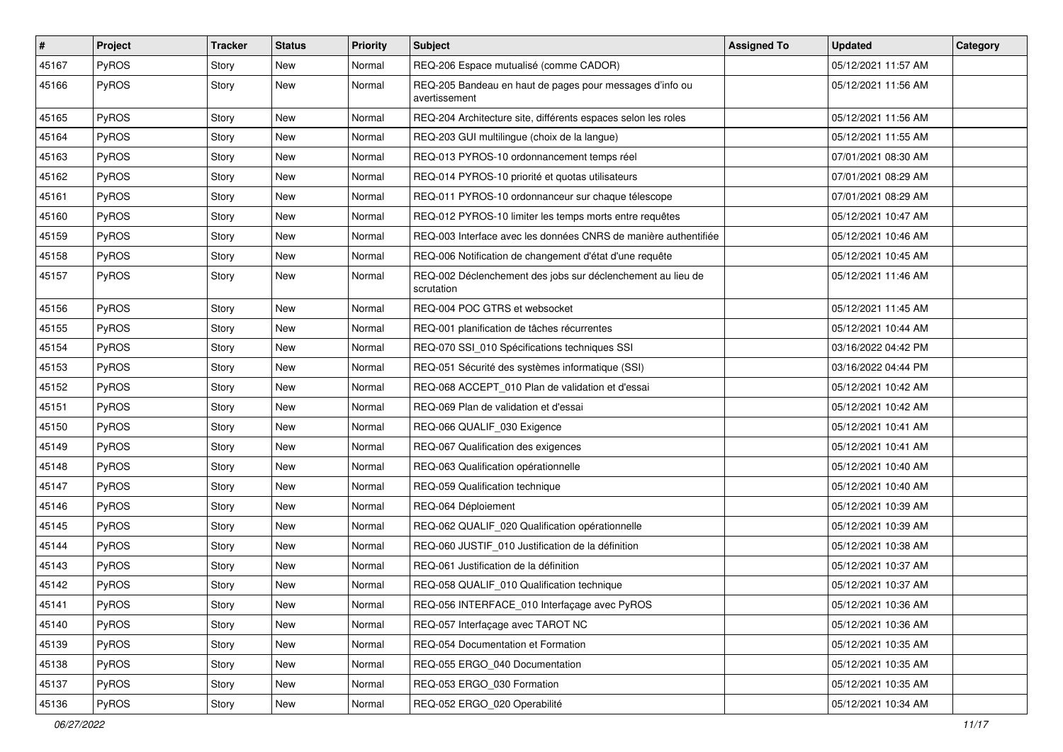| # | Project | Tracker | Status | Priority | Subject | Assigned To | Updated | Category |
|---|---|---|---|---|---|---|---|---|
| 45167 | PyROS | Story | New | Normal | REQ-206 Espace mutualisé (comme CADOR) | | 05/12/2021 11:57 AM | |
| 45166 | PyROS | Story | New | Normal | REQ-205 Bandeau en haut de pages pour messages d'info ou avertissement | | 05/12/2021 11:56 AM | |
| 45165 | PyROS | Story | New | Normal | REQ-204 Architecture site, différents espaces selon les roles | | 05/12/2021 11:56 AM | |
| 45164 | PyROS | Story | New | Normal | REQ-203 GUI multilingue (choix de la langue) | | 05/12/2021 11:55 AM | |
| 45163 | PyROS | Story | New | Normal | REQ-013 PYROS-10 ordonnancement temps réel | | 07/01/2021 08:30 AM | |
| 45162 | PyROS | Story | New | Normal | REQ-014 PYROS-10 priorité et quotas utilisateurs | | 07/01/2021 08:29 AM | |
| 45161 | PyROS | Story | New | Normal | REQ-011 PYROS-10 ordonnanceur sur chaque télescope | | 07/01/2021 08:29 AM | |
| 45160 | PyROS | Story | New | Normal | REQ-012 PYROS-10 limiter les temps morts entre requêtes | | 05/12/2021 10:47 AM | |
| 45159 | PyROS | Story | New | Normal | REQ-003 Interface avec les données CNRS de manière authentifiée | | 05/12/2021 10:46 AM | |
| 45158 | PyROS | Story | New | Normal | REQ-006 Notification de changement d'état d'une requête | | 05/12/2021 10:45 AM | |
| 45157 | PyROS | Story | New | Normal | REQ-002 Déclenchement des jobs sur déclenchement au lieu de scrutation | | 05/12/2021 11:46 AM | |
| 45156 | PyROS | Story | New | Normal | REQ-004 POC GTRS et websocket | | 05/12/2021 11:45 AM | |
| 45155 | PyROS | Story | New | Normal | REQ-001 planification de tâches récurrentes | | 05/12/2021 10:44 AM | |
| 45154 | PyROS | Story | New | Normal | REQ-070 SSI_010 Spécifications techniques SSI | | 03/16/2022 04:42 PM | |
| 45153 | PyROS | Story | New | Normal | REQ-051 Sécurité des systèmes informatique (SSI) | | 03/16/2022 04:44 PM | |
| 45152 | PyROS | Story | New | Normal | REQ-068 ACCEPT_010 Plan de validation et d'essai | | 05/12/2021 10:42 AM | |
| 45151 | PyROS | Story | New | Normal | REQ-069 Plan de validation et d'essai | | 05/12/2021 10:42 AM | |
| 45150 | PyROS | Story | New | Normal | REQ-066 QUALIF_030 Exigence | | 05/12/2021 10:41 AM | |
| 45149 | PyROS | Story | New | Normal | REQ-067 Qualification des exigences | | 05/12/2021 10:41 AM | |
| 45148 | PyROS | Story | New | Normal | REQ-063 Qualification opérationnelle | | 05/12/2021 10:40 AM | |
| 45147 | PyROS | Story | New | Normal | REQ-059 Qualification technique | | 05/12/2021 10:40 AM | |
| 45146 | PyROS | Story | New | Normal | REQ-064 Déploiement | | 05/12/2021 10:39 AM | |
| 45145 | PyROS | Story | New | Normal | REQ-062 QUALIF_020 Qualification opérationnelle | | 05/12/2021 10:39 AM | |
| 45144 | PyROS | Story | New | Normal | REQ-060 JUSTIF_010 Justification de la définition | | 05/12/2021 10:38 AM | |
| 45143 | PyROS | Story | New | Normal | REQ-061 Justification de la définition | | 05/12/2021 10:37 AM | |
| 45142 | PyROS | Story | New | Normal | REQ-058 QUALIF_010 Qualification technique | | 05/12/2021 10:37 AM | |
| 45141 | PyROS | Story | New | Normal | REQ-056 INTERFACE_010 Interfaçage avec PyROS | | 05/12/2021 10:36 AM | |
| 45140 | PyROS | Story | New | Normal | REQ-057 Interfaçage avec TAROT NC | | 05/12/2021 10:36 AM | |
| 45139 | PyROS | Story | New | Normal | REQ-054 Documentation et Formation | | 05/12/2021 10:35 AM | |
| 45138 | PyROS | Story | New | Normal | REQ-055 ERGO_040 Documentation | | 05/12/2021 10:35 AM | |
| 45137 | PyROS | Story | New | Normal | REQ-053 ERGO_030 Formation | | 05/12/2021 10:35 AM | |
| 45136 | PyROS | Story | New | Normal | REQ-052 ERGO_020 Operabilité | | 05/12/2021 10:34 AM | |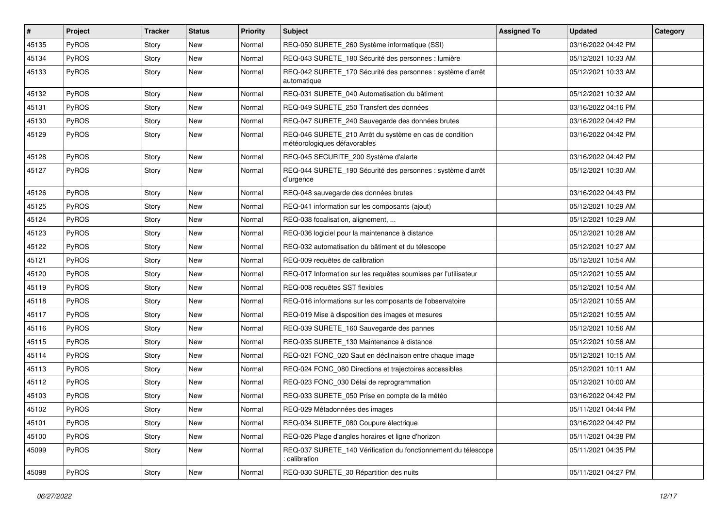| # | Project | Tracker | Status | Priority | Subject | Assigned To | Updated | Category |
|---|---|---|---|---|---|---|---|---|
| 45135 | PyROS | Story | New | Normal | REQ-050 SURETE_260 Système informatique (SSI) | | 03/16/2022 04:42 PM | |
| 45134 | PyROS | Story | New | Normal | REQ-043 SURETE_180 Sécurité des personnes : lumière | | 05/12/2021 10:33 AM | |
| 45133 | PyROS | Story | New | Normal | REQ-042 SURETE_170 Sécurité des personnes : système d'arrêt automatique | | 05/12/2021 10:33 AM | |
| 45132 | PyROS | Story | New | Normal | REQ-031 SURETE_040 Automatisation du bâtiment | | 05/12/2021 10:32 AM | |
| 45131 | PyROS | Story | New | Normal | REQ-049 SURETE_250 Transfert des données | | 03/16/2022 04:16 PM | |
| 45130 | PyROS | Story | New | Normal | REQ-047 SURETE_240 Sauvegarde des données brutes | | 03/16/2022 04:42 PM | |
| 45129 | PyROS | Story | New | Normal | REQ-046 SURETE_210 Arrêt du système en cas de condition météorologiques défavorables | | 03/16/2022 04:42 PM | |
| 45128 | PyROS | Story | New | Normal | REQ-045 SECURITE_200 Système d'alerte | | 03/16/2022 04:42 PM | |
| 45127 | PyROS | Story | New | Normal | REQ-044 SURETE_190 Sécurité des personnes : système d'arrêt d'urgence | | 05/12/2021 10:30 AM | |
| 45126 | PyROS | Story | New | Normal | REQ-048 sauvegarde des données brutes | | 03/16/2022 04:43 PM | |
| 45125 | PyROS | Story | New | Normal | REQ-041 information sur les composants (ajout) | | 05/12/2021 10:29 AM | |
| 45124 | PyROS | Story | New | Normal | REQ-038 focalisation, alignement, ... | | 05/12/2021 10:29 AM | |
| 45123 | PyROS | Story | New | Normal | REQ-036 logiciel pour la maintenance à distance | | 05/12/2021 10:28 AM | |
| 45122 | PyROS | Story | New | Normal | REQ-032 automatisation du bâtiment et du télescope | | 05/12/2021 10:27 AM | |
| 45121 | PyROS | Story | New | Normal | REQ-009 requêtes de calibration | | 05/12/2021 10:54 AM | |
| 45120 | PyROS | Story | New | Normal | REQ-017 Information sur les requêtes soumises par l'utilisateur | | 05/12/2021 10:55 AM | |
| 45119 | PyROS | Story | New | Normal | REQ-008 requêtes SST flexibles | | 05/12/2021 10:54 AM | |
| 45118 | PyROS | Story | New | Normal | REQ-016 informations sur les composants de l'observatoire | | 05/12/2021 10:55 AM | |
| 45117 | PyROS | Story | New | Normal | REQ-019 Mise à disposition des images et mesures | | 05/12/2021 10:55 AM | |
| 45116 | PyROS | Story | New | Normal | REQ-039 SURETE_160 Sauvegarde des pannes | | 05/12/2021 10:56 AM | |
| 45115 | PyROS | Story | New | Normal | REQ-035 SURETE_130 Maintenance à distance | | 05/12/2021 10:56 AM | |
| 45114 | PyROS | Story | New | Normal | REQ-021 FONC_020 Saut en déclinaison entre chaque image | | 05/12/2021 10:15 AM | |
| 45113 | PyROS | Story | New | Normal | REQ-024 FONC_080 Directions et trajectoires accessibles | | 05/12/2021 10:11 AM | |
| 45112 | PyROS | Story | New | Normal | REQ-023 FONC_030 Délai de reprogrammation | | 05/12/2021 10:00 AM | |
| 45103 | PyROS | Story | New | Normal | REQ-033 SURETE_050 Prise en compte de la météo | | 03/16/2022 04:42 PM | |
| 45102 | PyROS | Story | New | Normal | REQ-029 Métadonnées des images | | 05/11/2021 04:44 PM | |
| 45101 | PyROS | Story | New | Normal | REQ-034 SURETE_080 Coupure électrique | | 03/16/2022 04:42 PM | |
| 45100 | PyROS | Story | New | Normal | REQ-026 Plage d'angles horaires et ligne d'horizon | | 05/11/2021 04:38 PM | |
| 45099 | PyROS | Story | New | Normal | REQ-037 SURETE_140 Vérification du fonctionnement du télescope : calibration | | 05/11/2021 04:35 PM | |
| 45098 | PyROS | Story | New | Normal | REQ-030 SURETE_30 Répartition des nuits | | 05/11/2021 04:27 PM | |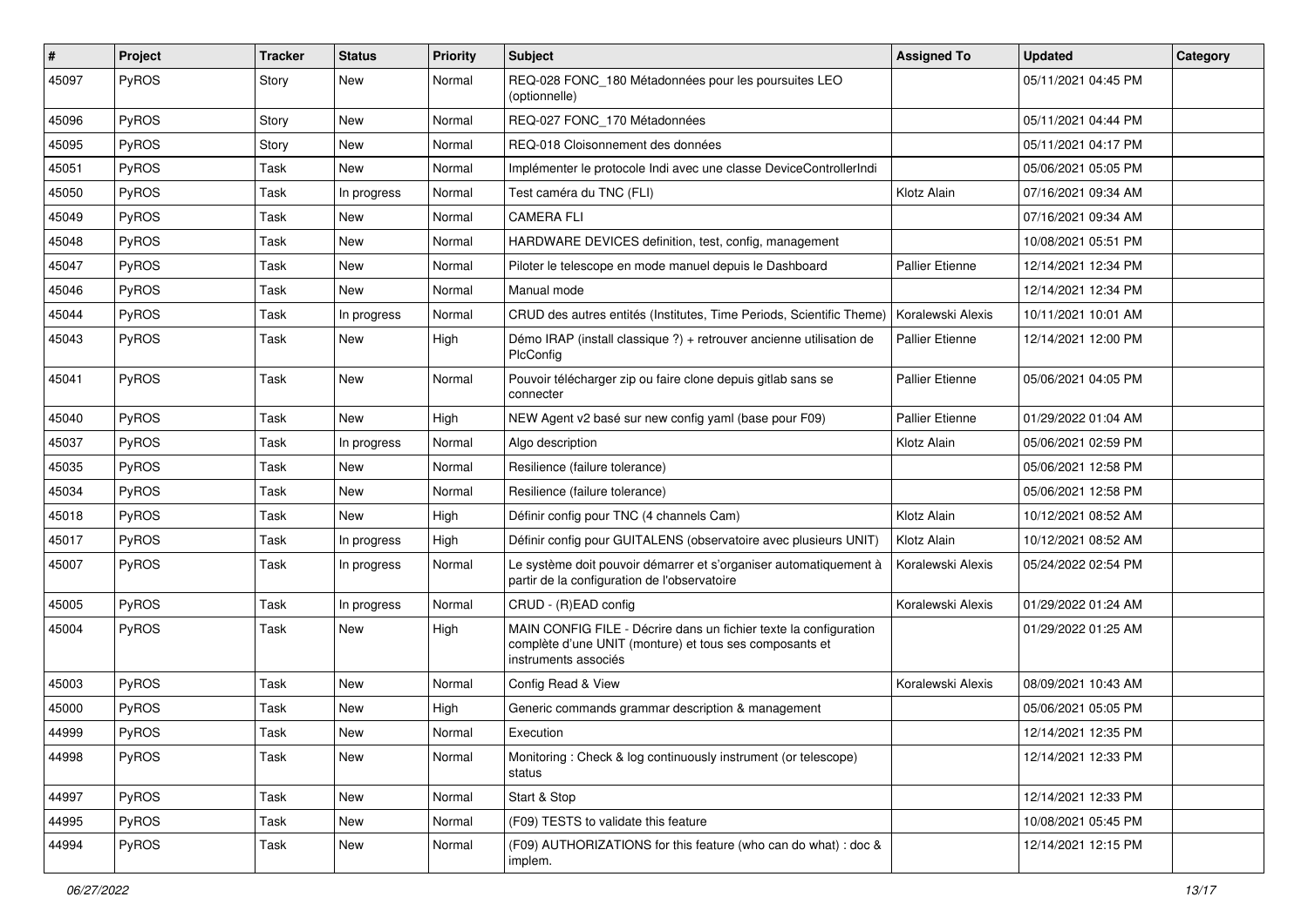| # | Project | Tracker | Status | Priority | Subject | Assigned To | Updated | Category |
|---|---|---|---|---|---|---|---|---|
| 45097 | PyROS | Story | New | Normal | REQ-028 FONC_180 Métadonnées pour les poursuites LEO (optionnelle) | | 05/11/2021 04:45 PM | |
| 45096 | PyROS | Story | New | Normal | REQ-027 FONC_170 Métadonnées | | 05/11/2021 04:44 PM | |
| 45095 | PyROS | Story | New | Normal | REQ-018 Cloisonnement des données | | 05/11/2021 04:17 PM | |
| 45051 | PyROS | Task | New | Normal | Implémenter le protocole Indi avec une classe DeviceControllerIndi | | 05/06/2021 05:05 PM | |
| 45050 | PyROS | Task | In progress | Normal | Test caméra du TNC (FLI) | Klotz Alain | 07/16/2021 09:34 AM | |
| 45049 | PyROS | Task | New | Normal | CAMERA FLI | | 07/16/2021 09:34 AM | |
| 45048 | PyROS | Task | New | Normal | HARDWARE DEVICES definition, test, config, management | | 10/08/2021 05:51 PM | |
| 45047 | PyROS | Task | New | Normal | Piloter le telescope en mode manuel depuis le Dashboard | Pallier Etienne | 12/14/2021 12:34 PM | |
| 45046 | PyROS | Task | New | Normal | Manual mode | | 12/14/2021 12:34 PM | |
| 45044 | PyROS | Task | In progress | Normal | CRUD des autres entités (Institutes, Time Periods, Scientific Theme) | Koralewski Alexis | 10/11/2021 10:01 AM | |
| 45043 | PyROS | Task | New | High | Démo IRAP (install classique ?) + retrouver ancienne utilisation de PlcConfig | Pallier Etienne | 12/14/2021 12:00 PM | |
| 45041 | PyROS | Task | New | Normal | Pouvoir télécharger zip ou faire clone depuis gitlab sans se connecter | Pallier Etienne | 05/06/2021 04:05 PM | |
| 45040 | PyROS | Task | New | High | NEW Agent v2 basé sur new config yaml (base pour F09) | Pallier Etienne | 01/29/2022 01:04 AM | |
| 45037 | PyROS | Task | In progress | Normal | Algo description | Klotz Alain | 05/06/2021 02:59 PM | |
| 45035 | PyROS | Task | New | Normal | Resilience (failure tolerance) | | 05/06/2021 12:58 PM | |
| 45034 | PyROS | Task | New | Normal | Resilience (failure tolerance) | | 05/06/2021 12:58 PM | |
| 45018 | PyROS | Task | New | High | Définir config pour TNC (4 channels Cam) | Klotz Alain | 10/12/2021 08:52 AM | |
| 45017 | PyROS | Task | In progress | High | Définir config pour GUITALENS (observatoire avec plusieurs UNIT) | Klotz Alain | 10/12/2021 08:52 AM | |
| 45007 | PyROS | Task | In progress | Normal | Le système doit pouvoir démarrer et s'organiser automatiquement à partir de la configuration de l'observatoire | Koralewski Alexis | 05/24/2022 02:54 PM | |
| 45005 | PyROS | Task | In progress | Normal | CRUD - (R)EAD config | Koralewski Alexis | 01/29/2022 01:24 AM | |
| 45004 | PyROS | Task | New | High | MAIN CONFIG FILE - Décrire dans un fichier texte la configuration complète d'une UNIT (monture) et tous ses composants et instruments associés | | 01/29/2022 01:25 AM | |
| 45003 | PyROS | Task | New | Normal | Config Read & View | Koralewski Alexis | 08/09/2021 10:43 AM | |
| 45000 | PyROS | Task | New | High | Generic commands grammar description & management | | 05/06/2021 05:05 PM | |
| 44999 | PyROS | Task | New | Normal | Execution | | 12/14/2021 12:35 PM | |
| 44998 | PyROS | Task | New | Normal | Monitoring : Check & log continuously instrument (or telescope) status | | 12/14/2021 12:33 PM | |
| 44997 | PyROS | Task | New | Normal | Start & Stop | | 12/14/2021 12:33 PM | |
| 44995 | PyROS | Task | New | Normal | (F09) TESTS to validate this feature | | 10/08/2021 05:45 PM | |
| 44994 | PyROS | Task | New | Normal | (F09) AUTHORIZATIONS for this feature (who can do what) : doc & implem. | | 12/14/2021 12:15 PM | |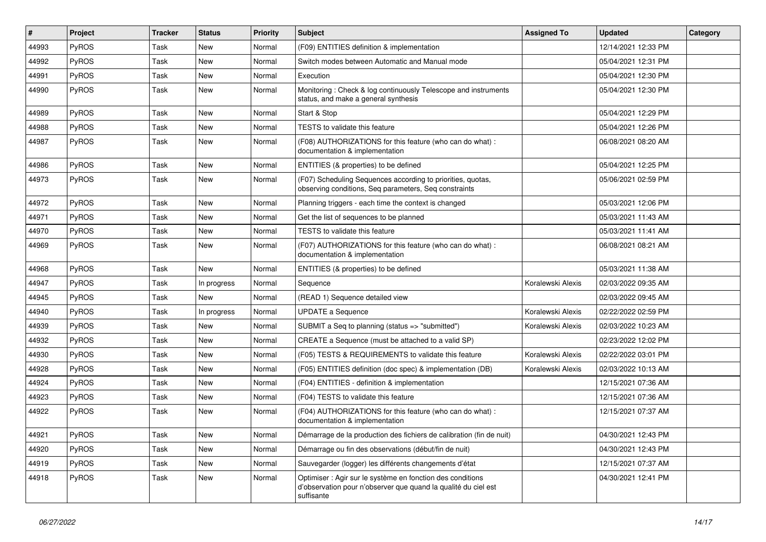| # | Project | Tracker | Status | Priority | Subject | Assigned To | Updated | Category |
|---|---|---|---|---|---|---|---|---|
| 44993 | PyROS | Task | New | Normal | (F09) ENTITIES definition & implementation | | 12/14/2021 12:33 PM | |
| 44992 | PyROS | Task | New | Normal | Switch modes between Automatic and Manual mode | | 05/04/2021 12:31 PM | |
| 44991 | PyROS | Task | New | Normal | Execution | | 05/04/2021 12:30 PM | |
| 44990 | PyROS | Task | New | Normal | Monitoring : Check & log continuously Telescope and instruments status, and make a general synthesis | | 05/04/2021 12:30 PM | |
| 44989 | PyROS | Task | New | Normal | Start & Stop | | 05/04/2021 12:29 PM | |
| 44988 | PyROS | Task | New | Normal | TESTS to validate this feature | | 05/04/2021 12:26 PM | |
| 44987 | PyROS | Task | New | Normal | (F08) AUTHORIZATIONS for this feature (who can do what) : documentation & implementation | | 06/08/2021 08:20 AM | |
| 44986 | PyROS | Task | New | Normal | ENTITIES (& properties) to be defined | | 05/04/2021 12:25 PM | |
| 44973 | PyROS | Task | New | Normal | (F07) Scheduling Sequences according to priorities, quotas, observing conditions, Seq parameters, Seq constraints | | 05/06/2021 02:59 PM | |
| 44972 | PyROS | Task | New | Normal | Planning triggers - each time the context is changed | | 05/03/2021 12:06 PM | |
| 44971 | PyROS | Task | New | Normal | Get the list of sequences to be planned | | 05/03/2021 11:43 AM | |
| 44970 | PyROS | Task | New | Normal | TESTS to validate this feature | | 05/03/2021 11:41 AM | |
| 44969 | PyROS | Task | New | Normal | (F07) AUTHORIZATIONS for this feature (who can do what) : documentation & implementation | | 06/08/2021 08:21 AM | |
| 44968 | PyROS | Task | New | Normal | ENTITIES (& properties) to be defined | | 05/03/2021 11:38 AM | |
| 44947 | PyROS | Task | In progress | Normal | Sequence | Koralewski Alexis | 02/03/2022 09:35 AM | |
| 44945 | PyROS | Task | New | Normal | (READ 1) Sequence detailed view | | 02/03/2022 09:45 AM | |
| 44940 | PyROS | Task | In progress | Normal | UPDATE a Sequence | Koralewski Alexis | 02/22/2022 02:59 PM | |
| 44939 | PyROS | Task | New | Normal | SUBMIT a Seq to planning (status => "submitted") | Koralewski Alexis | 02/03/2022 10:23 AM | |
| 44932 | PyROS | Task | New | Normal | CREATE a Sequence (must be attached to a valid SP) | | 02/23/2022 12:02 PM | |
| 44930 | PyROS | Task | New | Normal | (F05) TESTS & REQUIREMENTS to validate this feature | Koralewski Alexis | 02/22/2022 03:01 PM | |
| 44928 | PyROS | Task | New | Normal | (F05) ENTITIES definition (doc spec) & implementation (DB) | Koralewski Alexis | 02/03/2022 10:13 AM | |
| 44924 | PyROS | Task | New | Normal | (F04) ENTITIES - definition & implementation | | 12/15/2021 07:36 AM | |
| 44923 | PyROS | Task | New | Normal | (F04) TESTS to validate this feature | | 12/15/2021 07:36 AM | |
| 44922 | PyROS | Task | New | Normal | (F04) AUTHORIZATIONS for this feature (who can do what) : documentation & implementation | | 12/15/2021 07:37 AM | |
| 44921 | PyROS | Task | New | Normal | Démarrage de la production des fichiers de calibration (fin de nuit) | | 04/30/2021 12:43 PM | |
| 44920 | PyROS | Task | New | Normal | Démarrage ou fin des observations (début/fin de nuit) | | 04/30/2021 12:43 PM | |
| 44919 | PyROS | Task | New | Normal | Sauvegarder (logger) les différents changements d'état | | 12/15/2021 07:37 AM | |
| 44918 | PyROS | Task | New | Normal | Optimiser : Agir sur le système en fonction des conditions d'observation pour n'observer que quand la qualité du ciel est suffisante | | 04/30/2021 12:41 PM | |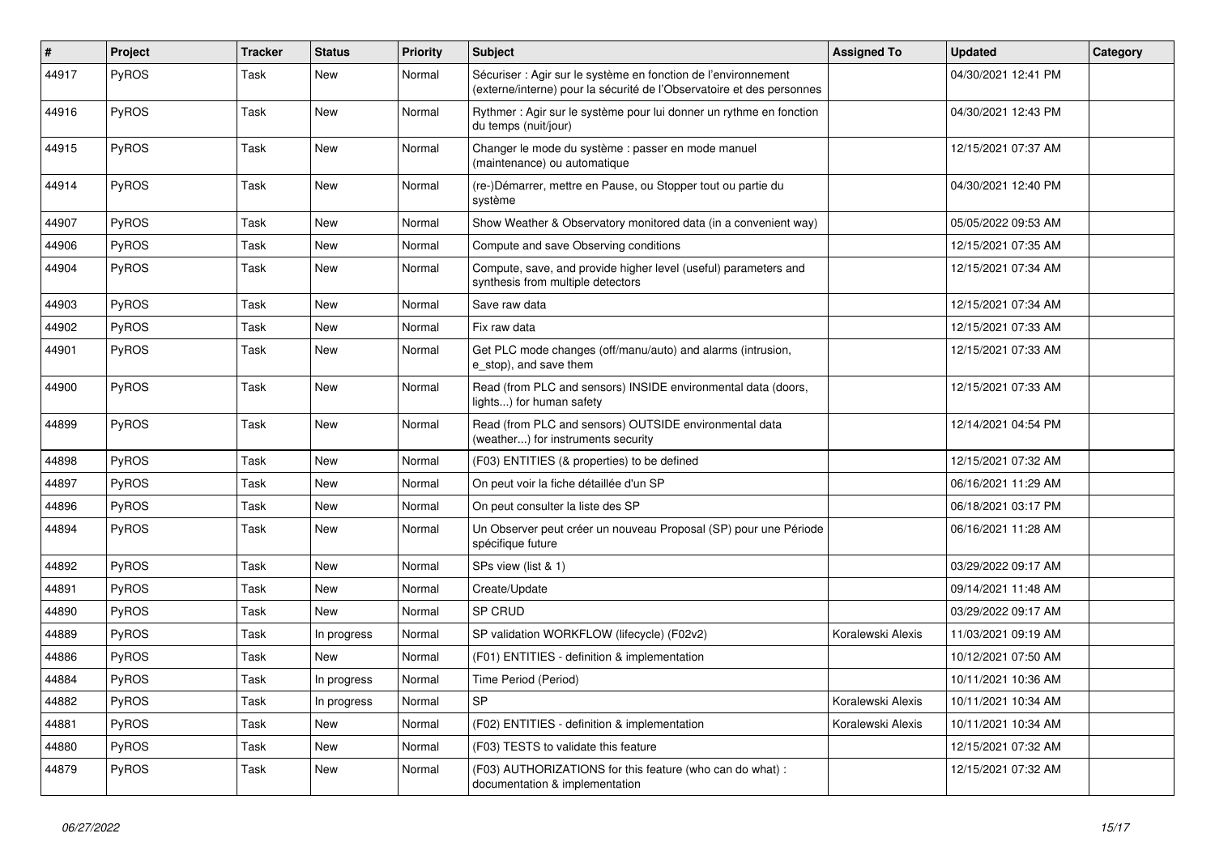| # | Project | Tracker | Status | Priority | Subject | Assigned To | Updated | Category |
|---|---|---|---|---|---|---|---|---|
| 44917 | PyROS | Task | New | Normal | Sécuriser : Agir sur le système en fonction de l'environnement (externe/interne) pour la sécurité de l'Observatoire et des personnes | | 04/30/2021 12:41 PM | |
| 44916 | PyROS | Task | New | Normal | Rythmer : Agir sur le système pour lui donner un rythme en fonction du temps (nuit/jour) | | 04/30/2021 12:43 PM | |
| 44915 | PyROS | Task | New | Normal | Changer le mode du système : passer en mode manuel (maintenance) ou automatique | | 12/15/2021 07:37 AM | |
| 44914 | PyROS | Task | New | Normal | (re-)Démarrer, mettre en Pause, ou Stopper tout ou partie du système | | 04/30/2021 12:40 PM | |
| 44907 | PyROS | Task | New | Normal | Show Weather & Observatory monitored data (in a convenient way) | | 05/05/2022 09:53 AM | |
| 44906 | PyROS | Task | New | Normal | Compute and save Observing conditions | | 12/15/2021 07:35 AM | |
| 44904 | PyROS | Task | New | Normal | Compute, save, and provide higher level (useful) parameters and synthesis from multiple detectors | | 12/15/2021 07:34 AM | |
| 44903 | PyROS | Task | New | Normal | Save raw data | | 12/15/2021 07:34 AM | |
| 44902 | PyROS | Task | New | Normal | Fix raw data | | 12/15/2021 07:33 AM | |
| 44901 | PyROS | Task | New | Normal | Get PLC mode changes (off/manu/auto) and alarms (intrusion, e_stop), and save them | | 12/15/2021 07:33 AM | |
| 44900 | PyROS | Task | New | Normal | Read (from PLC and sensors) INSIDE environmental data (doors, lights...) for human safety | | 12/15/2021 07:33 AM | |
| 44899 | PyROS | Task | New | Normal | Read (from PLC and sensors) OUTSIDE environmental data (weather...) for instruments security | | 12/14/2021 04:54 PM | |
| 44898 | PyROS | Task | New | Normal | (F03) ENTITIES (& properties) to be defined | | 12/15/2021 07:32 AM | |
| 44897 | PyROS | Task | New | Normal | On peut voir la fiche détaillée d'un SP | | 06/16/2021 11:29 AM | |
| 44896 | PyROS | Task | New | Normal | On peut consulter la liste des SP | | 06/18/2021 03:17 PM | |
| 44894 | PyROS | Task | New | Normal | Un Observer peut créer un nouveau Proposal (SP) pour une Période spécifique future | | 06/16/2021 11:28 AM | |
| 44892 | PyROS | Task | New | Normal | SPs view (list & 1) | | 03/29/2022 09:17 AM | |
| 44891 | PyROS | Task | New | Normal | Create/Update | | 09/14/2021 11:48 AM | |
| 44890 | PyROS | Task | New | Normal | SP CRUD | | 03/29/2022 09:17 AM | |
| 44889 | PyROS | Task | In progress | Normal | SP validation WORKFLOW (lifecycle) (F02v2) | Koralewski Alexis | 11/03/2021 09:19 AM | |
| 44886 | PyROS | Task | New | Normal | (F01) ENTITIES - definition & implementation | | 10/12/2021 07:50 AM | |
| 44884 | PyROS | Task | In progress | Normal | Time Period (Period) | | 10/11/2021 10:36 AM | |
| 44882 | PyROS | Task | In progress | Normal | SP | Koralewski Alexis | 10/11/2021 10:34 AM | |
| 44881 | PyROS | Task | New | Normal | (F02) ENTITIES - definition & implementation | Koralewski Alexis | 10/11/2021 10:34 AM | |
| 44880 | PyROS | Task | New | Normal | (F03) TESTS to validate this feature | | 12/15/2021 07:32 AM | |
| 44879 | PyROS | Task | New | Normal | (F03) AUTHORIZATIONS for this feature (who can do what) : documentation & implementation | | 12/15/2021 07:32 AM | |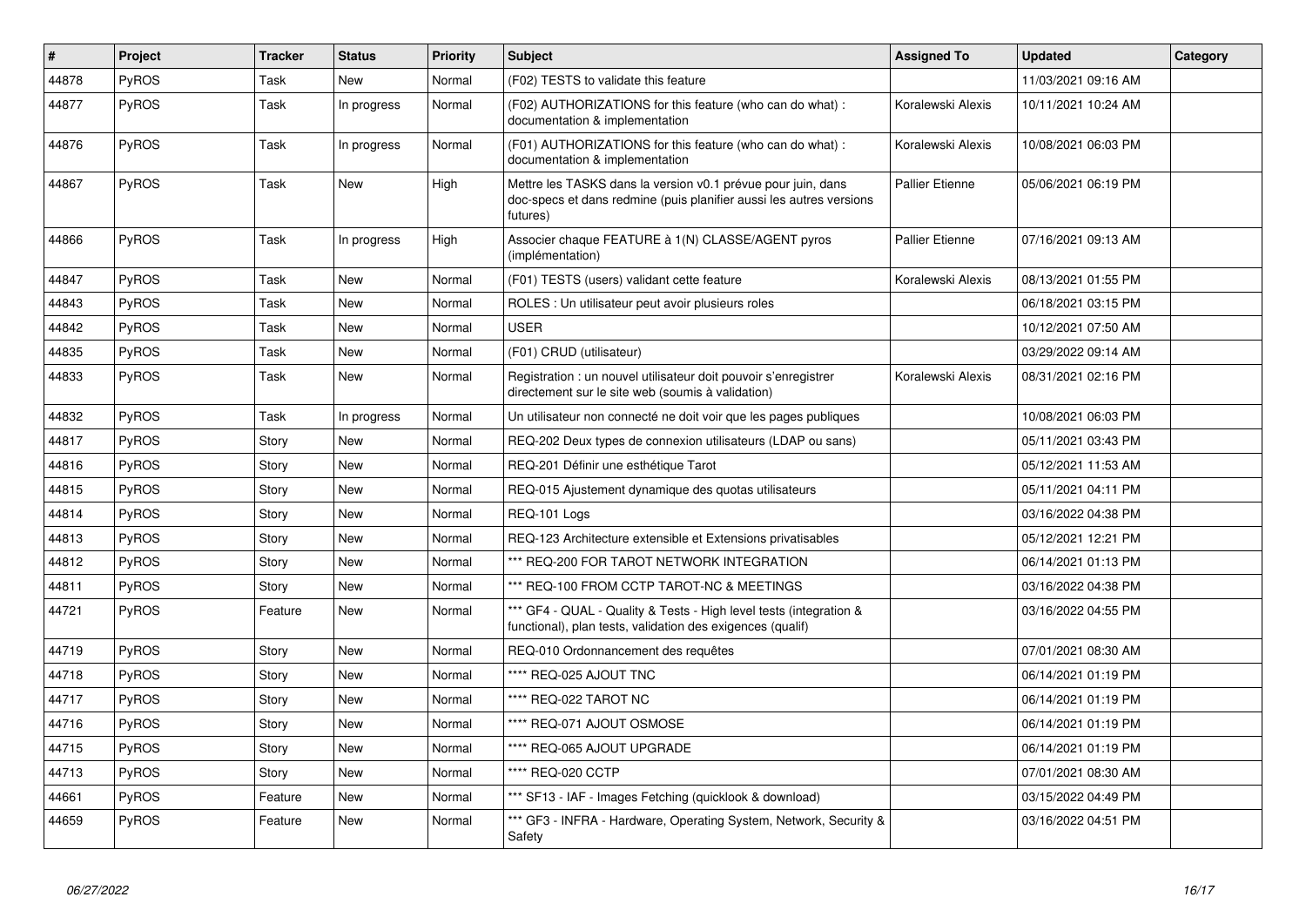| # | Project | Tracker | Status | Priority | Subject | Assigned To | Updated | Category |
|---|---|---|---|---|---|---|---|---|
| 44878 | PyROS | Task | New | Normal | (F02) TESTS to validate this feature | | 11/03/2021 09:16 AM | |
| 44877 | PyROS | Task | In progress | Normal | (F02) AUTHORIZATIONS for this feature (who can do what) : documentation & implementation | Koralewski Alexis | 10/11/2021 10:24 AM | |
| 44876 | PyROS | Task | In progress | Normal | (F01) AUTHORIZATIONS for this feature (who can do what) : documentation & implementation | Koralewski Alexis | 10/08/2021 06:03 PM | |
| 44867 | PyROS | Task | New | High | Mettre les TASKS dans la version v0.1 prévue pour juin, dans doc-specs et dans redmine (puis planifier aussi les autres versions futures) | Pallier Etienne | 05/06/2021 06:19 PM | |
| 44866 | PyROS | Task | In progress | High | Associer chaque FEATURE à 1(N) CLASSE/AGENT pyros (implémentation) | Pallier Etienne | 07/16/2021 09:13 AM | |
| 44847 | PyROS | Task | New | Normal | (F01) TESTS (users) validant cette feature | Koralewski Alexis | 08/13/2021 01:55 PM | |
| 44843 | PyROS | Task | New | Normal | ROLES : Un utilisateur peut avoir plusieurs roles | | 06/18/2021 03:15 PM | |
| 44842 | PyROS | Task | New | Normal | USER | | 10/12/2021 07:50 AM | |
| 44835 | PyROS | Task | New | Normal | (F01) CRUD (utilisateur) | | 03/29/2022 09:14 AM | |
| 44833 | PyROS | Task | New | Normal | Registration : un nouvel utilisateur doit pouvoir s'enregistrer directement sur le site web (soumis à validation) | Koralewski Alexis | 08/31/2021 02:16 PM | |
| 44832 | PyROS | Task | In progress | Normal | Un utilisateur non connecté ne doit voir que les pages publiques | | 10/08/2021 06:03 PM | |
| 44817 | PyROS | Story | New | Normal | REQ-202 Deux types de connexion utilisateurs (LDAP ou sans) | | 05/11/2021 03:43 PM | |
| 44816 | PyROS | Story | New | Normal | REQ-201 Définir une esthétique Tarot | | 05/12/2021 11:53 AM | |
| 44815 | PyROS | Story | New | Normal | REQ-015 Ajustement dynamique des quotas utilisateurs | | 05/11/2021 04:11 PM | |
| 44814 | PyROS | Story | New | Normal | REQ-101 Logs | | 03/16/2022 04:38 PM | |
| 44813 | PyROS | Story | New | Normal | REQ-123 Architecture extensible et Extensions privatisables | | 05/12/2021 12:21 PM | |
| 44812 | PyROS | Story | New | Normal | *** REQ-200 FOR TAROT NETWORK INTEGRATION | | 06/14/2021 01:13 PM | |
| 44811 | PyROS | Story | New | Normal | *** REQ-100 FROM CCTP TAROT-NC & MEETINGS | | 03/16/2022 04:38 PM | |
| 44721 | PyROS | Feature | New | Normal | *** GF4 - QUAL - Quality & Tests - High level tests (integration & functional), plan tests, validation des exigences (qualif) | | 03/16/2022 04:55 PM | |
| 44719 | PyROS | Story | New | Normal | REQ-010 Ordonnancement des requêtes | | 07/01/2021 08:30 AM | |
| 44718 | PyROS | Story | New | Normal | **** REQ-025 AJOUT TNC | | 06/14/2021 01:19 PM | |
| 44717 | PyROS | Story | New | Normal | **** REQ-022 TAROT NC | | 06/14/2021 01:19 PM | |
| 44716 | PyROS | Story | New | Normal | **** REQ-071 AJOUT OSMOSE | | 06/14/2021 01:19 PM | |
| 44715 | PyROS | Story | New | Normal | **** REQ-065 AJOUT UPGRADE | | 06/14/2021 01:19 PM | |
| 44713 | PyROS | Story | New | Normal | **** REQ-020 CCTP | | 07/01/2021 08:30 AM | |
| 44661 | PyROS | Feature | New | Normal | *** SF13 - IAF - Images Fetching (quicklook & download) | | 03/15/2022 04:49 PM | |
| 44659 | PyROS | Feature | New | Normal | *** GF3 - INFRA - Hardware, Operating System, Network, Security & Safety | | 03/16/2022 04:51 PM | |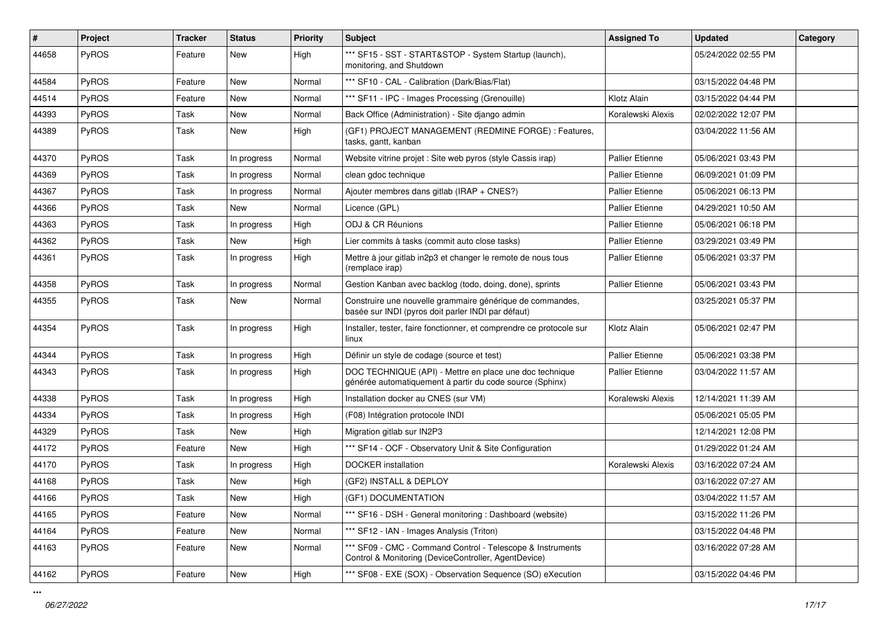| # | Project | Tracker | Status | Priority | Subject | Assigned To | Updated | Category |
| --- | --- | --- | --- | --- | --- | --- | --- | --- |
| 44658 | PyROS | Feature | New | High | *** SF15 - SST - START&STOP - System Startup (launch), monitoring, and Shutdown | | 05/24/2022 02:55 PM | |
| 44584 | PyROS | Feature | New | Normal | *** SF10 - CAL - Calibration (Dark/Bias/Flat) | | 03/15/2022 04:48 PM | |
| 44514 | PyROS | Feature | New | Normal | *** SF11 - IPC - Images Processing (Grenouille) | Klotz Alain | 03/15/2022 04:44 PM | |
| 44393 | PyROS | Task | New | Normal | Back Office (Administration) - Site django admin | Koralewski Alexis | 02/02/2022 12:07 PM | |
| 44389 | PyROS | Task | New | High | (GF1) PROJECT MANAGEMENT (REDMINE FORGE) : Features, tasks, gantt, kanban | | 03/04/2022 11:56 AM | |
| 44370 | PyROS | Task | In progress | Normal | Website vitrine projet : Site web pyros (style Cassis irap) | Pallier Etienne | 05/06/2021 03:43 PM | |
| 44369 | PyROS | Task | In progress | Normal | clean gdoc technique | Pallier Etienne | 06/09/2021 01:09 PM | |
| 44367 | PyROS | Task | In progress | Normal | Ajouter membres dans gitlab (IRAP + CNES?) | Pallier Etienne | 05/06/2021 06:13 PM | |
| 44366 | PyROS | Task | New | Normal | Licence (GPL) | Pallier Etienne | 04/29/2021 10:50 AM | |
| 44363 | PyROS | Task | In progress | High | ODJ & CR Réunions | Pallier Etienne | 05/06/2021 06:18 PM | |
| 44362 | PyROS | Task | New | High | Lier commits à tasks (commit auto close tasks) | Pallier Etienne | 03/29/2021 03:49 PM | |
| 44361 | PyROS | Task | In progress | High | Mettre à jour gitlab in2p3 et changer le remote de nous tous (remplace irap) | Pallier Etienne | 05/06/2021 03:37 PM | |
| 44358 | PyROS | Task | In progress | Normal | Gestion Kanban avec backlog (todo, doing, done), sprints | Pallier Etienne | 05/06/2021 03:43 PM | |
| 44355 | PyROS | Task | New | Normal | Construire une nouvelle grammaire générique de commandes, basée sur INDI (pyros doit parler INDI par défaut) | | 03/25/2021 05:37 PM | |
| 44354 | PyROS | Task | In progress | High | Installer, tester, faire fonctionner, et comprendre ce protocole sur linux | Klotz Alain | 05/06/2021 02:47 PM | |
| 44344 | PyROS | Task | In progress | High | Définir un style de codage (source et test) | Pallier Etienne | 05/06/2021 03:38 PM | |
| 44343 | PyROS | Task | In progress | High | DOC TECHNIQUE (API) - Mettre en place une doc technique générée automatiquement à partir du code source (Sphinx) | Pallier Etienne | 03/04/2022 11:57 AM | |
| 44338 | PyROS | Task | In progress | High | Installation docker au CNES (sur VM) | Koralewski Alexis | 12/14/2021 11:39 AM | |
| 44334 | PyROS | Task | In progress | High | (F08) Intégration protocole INDI | | 05/06/2021 05:05 PM | |
| 44329 | PyROS | Task | New | High | Migration gitlab sur IN2P3 | | 12/14/2021 12:08 PM | |
| 44172 | PyROS | Feature | New | High | *** SF14 - OCF - Observatory Unit & Site Configuration | | 01/29/2022 01:24 AM | |
| 44170 | PyROS | Task | In progress | High | DOCKER installation | Koralewski Alexis | 03/16/2022 07:24 AM | |
| 44168 | PyROS | Task | New | High | (GF2) INSTALL & DEPLOY | | 03/16/2022 07:27 AM | |
| 44166 | PyROS | Task | New | High | (GF1) DOCUMENTATION | | 03/04/2022 11:57 AM | |
| 44165 | PyROS | Feature | New | Normal | *** SF16 - DSH - General monitoring : Dashboard (website) | | 03/15/2022 11:26 PM | |
| 44164 | PyROS | Feature | New | Normal | *** SF12 - IAN - Images Analysis (Triton) | | 03/15/2022 04:48 PM | |
| 44163 | PyROS | Feature | New | Normal | *** SF09 - CMC - Command Control - Telescope & Instruments Control & Monitoring (DeviceController, AgentDevice) | | 03/16/2022 07:28 AM | |
| 44162 | PyROS | Feature | New | High | *** SF08 - EXE (SOX) - Observation Sequence (SO) eXecution | | 03/15/2022 04:46 PM | |

...